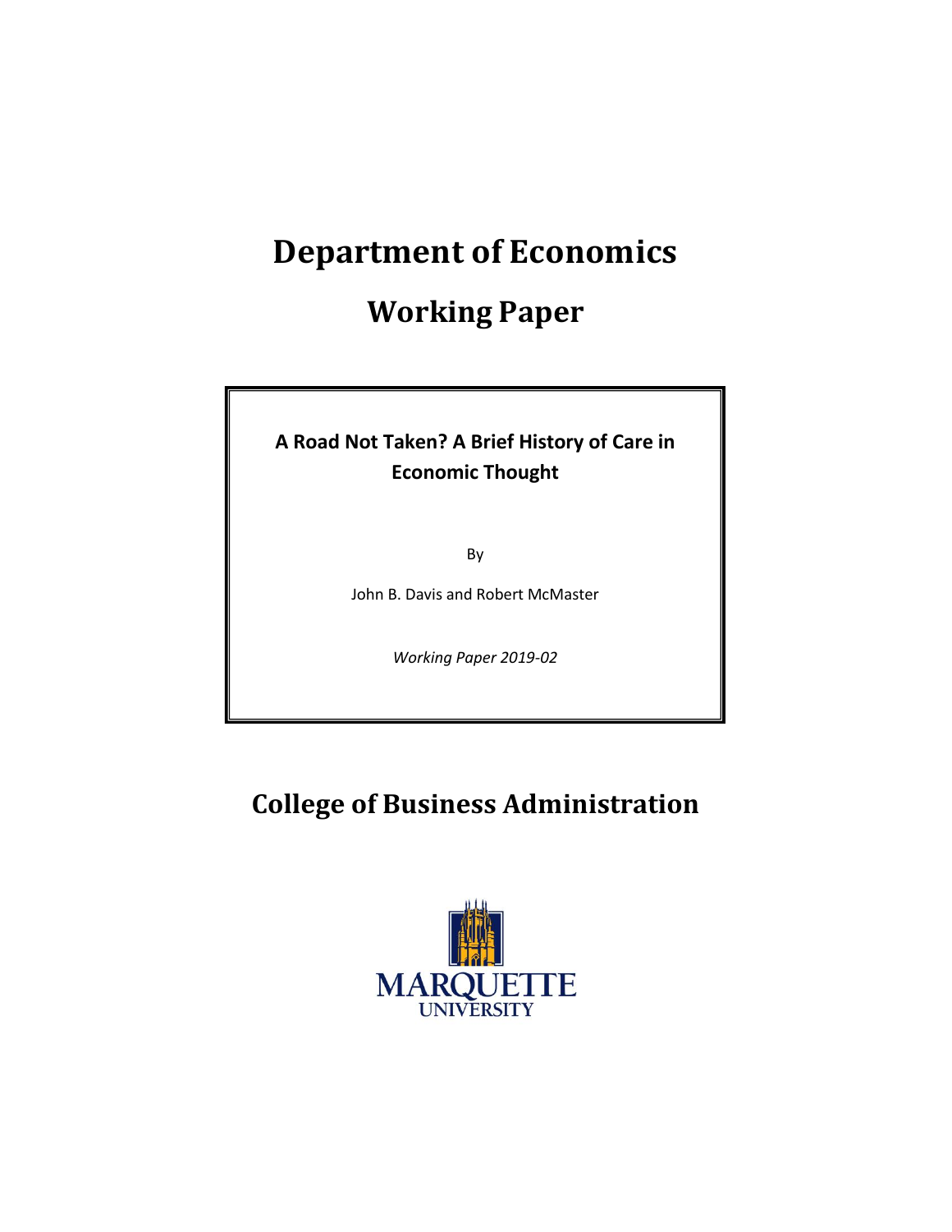# Department of Economics

## Working Paper

**A Road Not Taken? A Brief History of Care in Economic Thought**

By

John B. Davis and Robert McMaster

*Working Paper 2019-02*

## College of Business Administration

MARQUETTE UNIVERSITY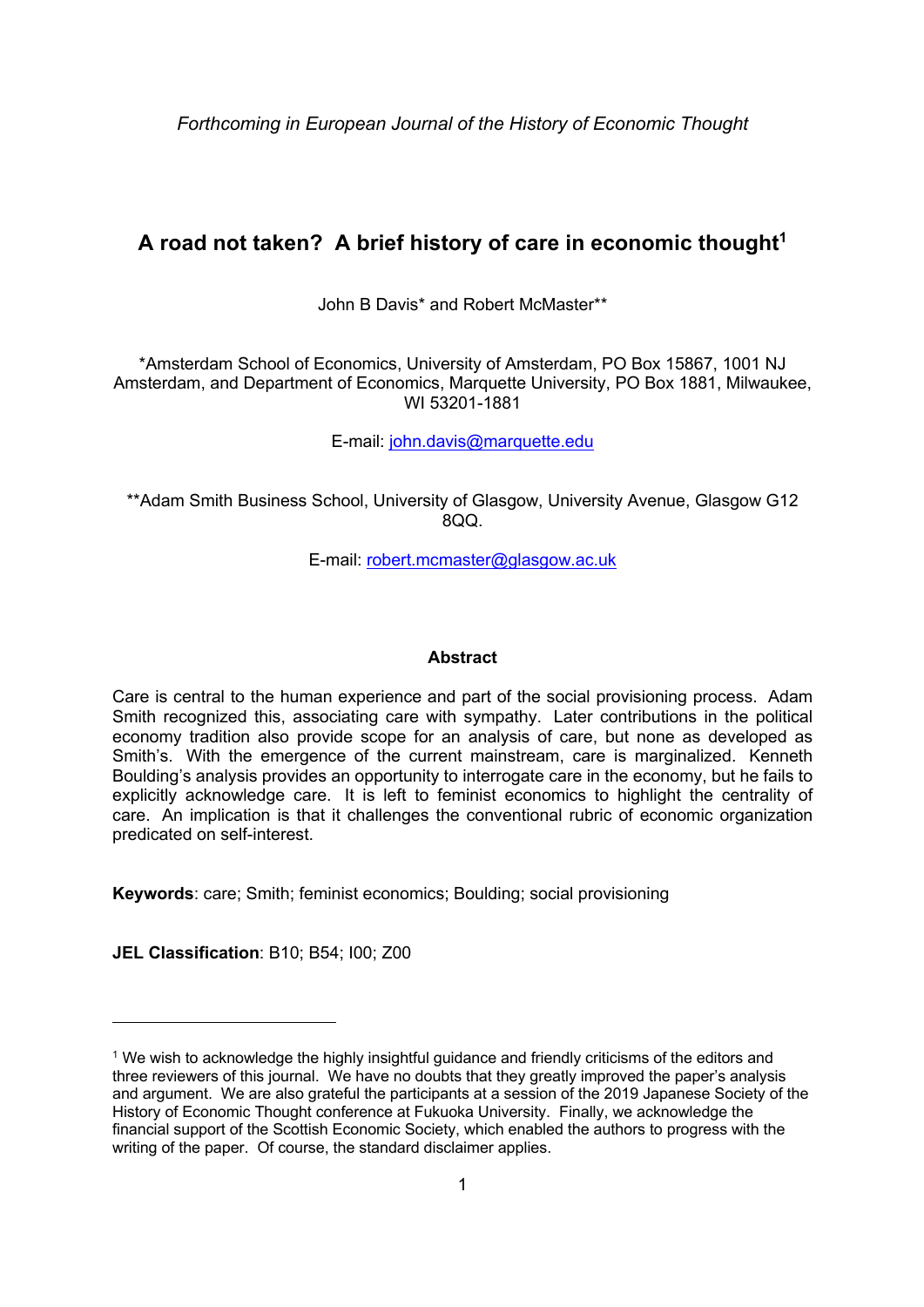*Forthcoming in European Journal of the History of Economic Thought*

# A road not taken? A brief history of care in economic thought[1]

John B Davis* and Robert McMaster**

*Amsterdam School of Economics, University of Amsterdam, PO Box 15867, 1001 NJ Amsterdam, and Department of Economics, Marquette University, PO Box 1881, Milwaukee, WI 53201-1881

E-mail: john.davis@marquette.edu

**Adam Smith Business School, University of Glasgow, University Avenue, Glasgow G12 8QQ.

E-mail: robert.mcmaster@glasgow.ac.uk

### Abstract

Care is central to the human experience and part of the social provisioning process. Adam Smith recognized this, associating care with sympathy. Later contributions in the political economy tradition also provide scope for an analysis of care, but none as developed as Smith's. With the emergence of the current mainstream, care is marginalized. Kenneth Boulding's analysis provides an opportunity to interrogate care in the economy, but he fails to explicitly acknowledge care. It is left to feminist economics to highlight the centrality of care. An implication is that it challenges the conventional rubric of economic organization predicated on self-interest.

**Keywords**: care; Smith; feminist economics; Boulding; social provisioning

**JEL Classification**: B10; B54; I00; Z00

---

[1] We wish to acknowledge the highly insightful guidance and friendly criticisms of the editors and three reviewers of this journal. We have no doubts that they greatly improved the paper's analysis and argument. We are also grateful the participants at a session of the 2019 Japanese Society of the History of Economic Thought conference at Fukuoka University. Finally, we acknowledge the financial support of the Scottish Economic Society, which enabled the authors to progress with the writing of the paper. Of course, the standard disclaimer applies.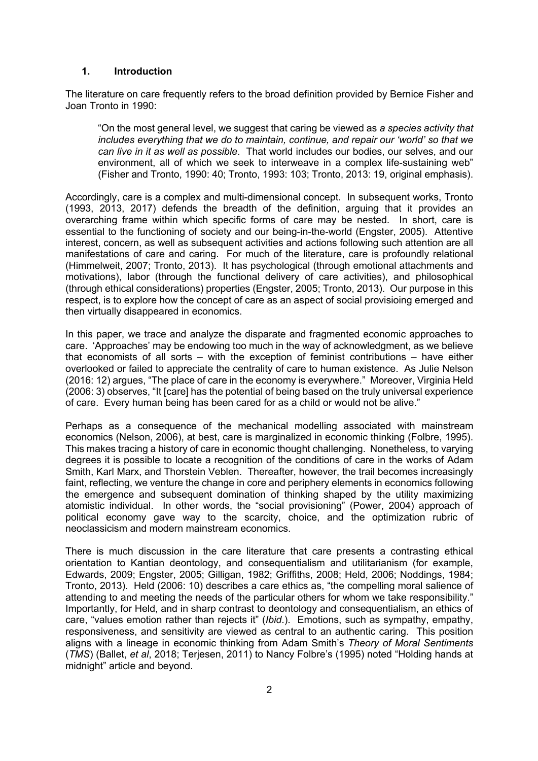## 1. Introduction

The literature on care frequently refers to the broad definition provided by Bernice Fisher and Joan Tronto in 1990:

> "On the most general level, we suggest that caring be viewed as *a species activity that includes everything that we do to maintain, continue, and repair our 'world' so that we can live in it as well as possible*. That world includes our bodies, our selves, and our environment, all of which we seek to interweave in a complex life-sustaining web" (Fisher and Tronto, 1990: 40; Tronto, 1993: 103; Tronto, 2013: 19, original emphasis).

Accordingly, care is a complex and multi-dimensional concept. In subsequent works, Tronto (1993, 2013, 2017) defends the breadth of the definition, arguing that it provides an overarching frame within which specific forms of care may be nested. In short, care is essential to the functioning of society and our being-in-the-world (Engster, 2005). Attentive interest, concern, as well as subsequent activities and actions following such attention are all manifestations of care and caring. For much of the literature, care is profoundly relational (Himmelweit, 2007; Tronto, 2013). It has psychological (through emotional attachments and motivations), labor (through the functional delivery of care activities), and philosophical (through ethical considerations) properties (Engster, 2005; Tronto, 2013). Our purpose in this respect, is to explore how the concept of care as an aspect of social provisioing emerged and then virtually disappeared in economics.

In this paper, we trace and analyze the disparate and fragmented economic approaches to care. 'Approaches' may be endowing too much in the way of acknowledgment, as we believe that economists of all sorts – with the exception of feminist contributions – have either overlooked or failed to appreciate the centrality of care to human existence. As Julie Nelson (2016: 12) argues, "The place of care in the economy is everywhere." Moreover, Virginia Held (2006: 3) observes, "It [care] has the potential of being based on the truly universal experience of care. Every human being has been cared for as a child or would not be alive."

Perhaps as a consequence of the mechanical modelling associated with mainstream economics (Nelson, 2006), at best, care is marginalized in economic thinking (Folbre, 1995). This makes tracing a history of care in economic thought challenging. Nonetheless, to varying degrees it is possible to locate a recognition of the conditions of care in the works of Adam Smith, Karl Marx, and Thorstein Veblen. Thereafter, however, the trail becomes increasingly faint, reflecting, we venture the change in core and periphery elements in economics following the emergence and subsequent domination of thinking shaped by the utility maximizing atomistic individual. In other words, the "social provisioning" (Power, 2004) approach of political economy gave way to the scarcity, choice, and the optimization rubric of neoclassicism and modern mainstream economics.

There is much discussion in the care literature that care presents a contrasting ethical orientation to Kantian deontology, and consequentialism and utilitarianism (for example, Edwards, 2009; Engster, 2005; Gilligan, 1982; Griffiths, 2008; Held, 2006; Noddings, 1984; Tronto, 2013). Held (2006: 10) describes a care ethics as, "the compelling moral salience of attending to and meeting the needs of the particular others for whom we take responsibility." Importantly, for Held, and in sharp contrast to deontology and consequentialism, an ethics of care, "values emotion rather than rejects it" (*Ibid*.). Emotions, such as sympathy, empathy, responsiveness, and sensitivity are viewed as central to an authentic caring. This position aligns with a lineage in economic thinking from Adam Smith's *Theory of Moral Sentiments* (*TMS*) (Ballet, *et al*, 2018; Terjesen, 2011) to Nancy Folbre's (1995) noted "Holding hands at midnight" article and beyond.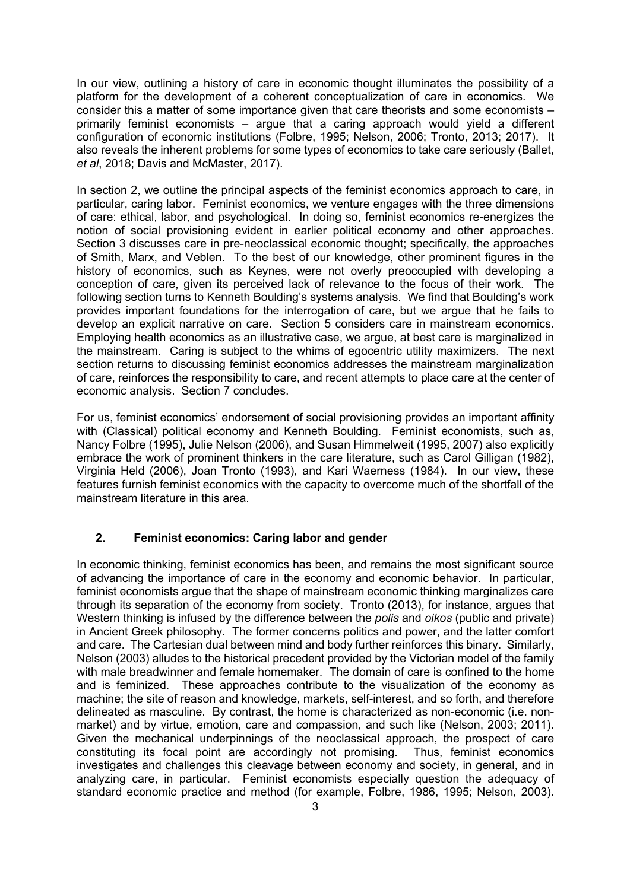In our view, outlining a history of care in economic thought illuminates the possibility of a platform for the development of a coherent conceptualization of care in economics. We consider this a matter of some importance given that care theorists and some economists – primarily feminist economists – argue that a caring approach would yield a different configuration of economic institutions (Folbre, 1995; Nelson, 2006; Tronto, 2013; 2017). It also reveals the inherent problems for some types of economics to take care seriously (Ballet, *et al*, 2018; Davis and McMaster, 2017).

In section 2, we outline the principal aspects of the feminist economics approach to care, in particular, caring labor. Feminist economics, we venture engages with the three dimensions of care: ethical, labor, and psychological. In doing so, feminist economics re-energizes the notion of social provisioning evident in earlier political economy and other approaches. Section 3 discusses care in pre-neoclassical economic thought; specifically, the approaches of Smith, Marx, and Veblen. To the best of our knowledge, other prominent figures in the history of economics, such as Keynes, were not overly preoccupied with developing a conception of care, given its perceived lack of relevance to the focus of their work. The following section turns to Kenneth Boulding's systems analysis. We find that Boulding's work provides important foundations for the interrogation of care, but we argue that he fails to develop an explicit narrative on care. Section 5 considers care in mainstream economics. Employing health economics as an illustrative case, we argue, at best care is marginalized in the mainstream. Caring is subject to the whims of egocentric utility maximizers. The next section returns to discussing feminist economics addresses the mainstream marginalization of care, reinforces the responsibility to care, and recent attempts to place care at the center of economic analysis. Section 7 concludes.

For us, feminist economics' endorsement of social provisioning provides an important affinity with (Classical) political economy and Kenneth Boulding. Feminist economists, such as, Nancy Folbre (1995), Julie Nelson (2006), and Susan Himmelweit (1995, 2007) also explicitly embrace the work of prominent thinkers in the care literature, such as Carol Gilligan (1982), Virginia Held (2006), Joan Tronto (1993), and Kari Waerness (1984). In our view, these features furnish feminist economics with the capacity to overcome much of the shortfall of the mainstream literature in this area.

## 2. Feminist economics: Caring labor and gender

In economic thinking, feminist economics has been, and remains the most significant source of advancing the importance of care in the economy and economic behavior. In particular, feminist economists argue that the shape of mainstream economic thinking marginalizes care through its separation of the economy from society. Tronto (2013), for instance, argues that Western thinking is infused by the difference between the *polis* and *oikos* (public and private) in Ancient Greek philosophy. The former concerns politics and power, and the latter comfort and care. The Cartesian dual between mind and body further reinforces this binary. Similarly, Nelson (2003) alludes to the historical precedent provided by the Victorian model of the family with male breadwinner and female homemaker. The domain of care is confined to the home and is feminized. These approaches contribute to the visualization of the economy as machine; the site of reason and knowledge, markets, self-interest, and so forth, and therefore delineated as masculine. By contrast, the home is characterized as non-economic (i.e. non-market) and by virtue, emotion, care and compassion, and such like (Nelson, 2003; 2011). Given the mechanical underpinnings of the neoclassical approach, the prospect of care constituting its focal point are accordingly not promising. Thus, feminist economics investigates and challenges this cleavage between economy and society, in general, and in analyzing care, in particular. Feminist economists especially question the adequacy of standard economic practice and method (for example, Folbre, 1986, 1995; Nelson, 2003).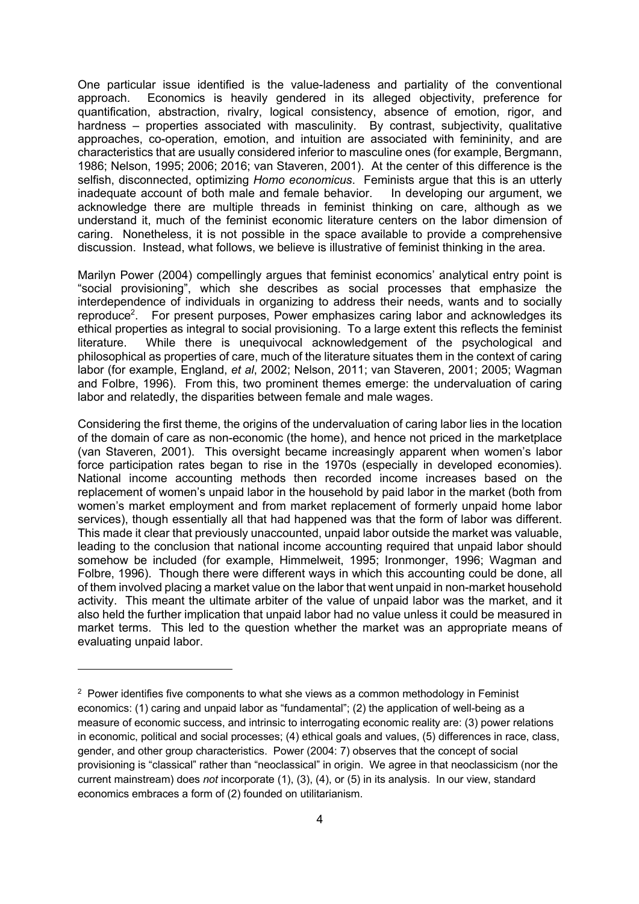One particular issue identified is the value-ladeness and partiality of the conventional approach. Economics is heavily gendered in its alleged objectivity, preference for quantification, abstraction, rivalry, logical consistency, absence of emotion, rigor, and hardness – properties associated with masculinity. By contrast, subjectivity, qualitative approaches, co-operation, emotion, and intuition are associated with femininity, and are characteristics that are usually considered inferior to masculine ones (for example, Bergmann, 1986; Nelson, 1995; 2006; 2016; van Staveren, 2001). At the center of this difference is the selfish, disconnected, optimizing *Homo economicus*. Feminists argue that this is an utterly inadequate account of both male and female behavior. In developing our argument, we acknowledge there are multiple threads in feminist thinking on care, although as we understand it, much of the feminist economic literature centers on the labor dimension of caring. Nonetheless, it is not possible in the space available to provide a comprehensive discussion. Instead, what follows, we believe is illustrative of feminist thinking in the area.

Marilyn Power (2004) compellingly argues that feminist economics' analytical entry point is "social provisioning", which she describes as social processes that emphasize the interdependence of individuals in organizing to address their needs, wants and to socially reproduce[2]. For present purposes, Power emphasizes caring labor and acknowledges its ethical properties as integral to social provisioning. To a large extent this reflects the feminist literature. While there is unequivocal acknowledgement of the psychological and philosophical as properties of care, much of the literature situates them in the context of caring labor (for example, England, *et al*, 2002; Nelson, 2011; van Staveren, 2001; 2005; Wagman and Folbre, 1996). From this, two prominent themes emerge: the undervaluation of caring labor and relatedly, the disparities between female and male wages.

Considering the first theme, the origins of the undervaluation of caring labor lies in the location of the domain of care as non-economic (the home), and hence not priced in the marketplace (van Staveren, 2001). This oversight became increasingly apparent when women's labor force participation rates began to rise in the 1970s (especially in developed economies). National income accounting methods then recorded income increases based on the replacement of women's unpaid labor in the household by paid labor in the market (both from women's market employment and from market replacement of formerly unpaid home labor services), though essentially all that had happened was that the form of labor was different. This made it clear that previously unaccounted, unpaid labor outside the market was valuable, leading to the conclusion that national income accounting required that unpaid labor should somehow be included (for example, Himmelweit, 1995; Ironmonger, 1996; Wagman and Folbre, 1996). Though there were different ways in which this accounting could be done, all of them involved placing a market value on the labor that went unpaid in non-market household activity. This meant the ultimate arbiter of the value of unpaid labor was the market, and it also held the further implication that unpaid labor had no value unless it could be measured in market terms. This led to the question whether the market was an appropriate means of evaluating unpaid labor.

---

[2] Power identifies five components to what she views as a common methodology in Feminist economics: (1) caring and unpaid labor as "fundamental"; (2) the application of well-being as a measure of economic success, and intrinsic to interrogating economic reality are: (3) power relations in economic, political and social processes; (4) ethical goals and values, (5) differences in race, class, gender, and other group characteristics. Power (2004: 7) observes that the concept of social provisioning is "classical" rather than "neoclassical" in origin. We agree in that neoclassicism (nor the current mainstream) does *not* incorporate (1), (3), (4), or (5) in its analysis. In our view, standard economics embraces a form of (2) founded on utilitarianism.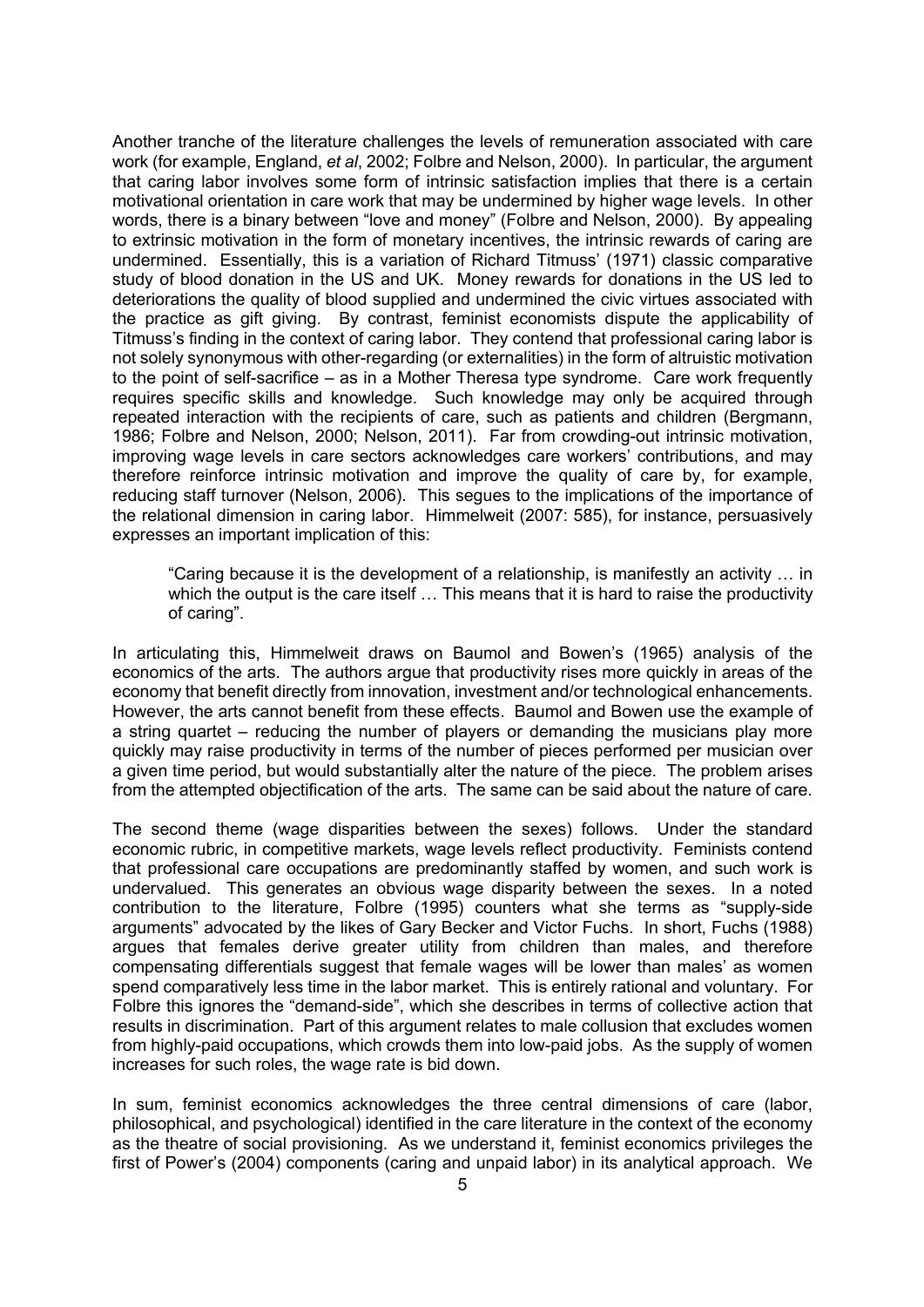Another tranche of the literature challenges the levels of remuneration associated with care work (for example, England, *et al*, 2002; Folbre and Nelson, 2000). In particular, the argument that caring labor involves some form of intrinsic satisfaction implies that there is a certain motivational orientation in care work that may be undermined by higher wage levels. In other words, there is a binary between "love and money" (Folbre and Nelson, 2000). By appealing to extrinsic motivation in the form of monetary incentives, the intrinsic rewards of caring are undermined. Essentially, this is a variation of Richard Titmuss' (1971) classic comparative study of blood donation in the US and UK. Money rewards for donations in the US led to deteriorations the quality of blood supplied and undermined the civic virtues associated with the practice as gift giving. By contrast, feminist economists dispute the applicability of Titmuss's finding in the context of caring labor. They contend that professional caring labor is not solely synonymous with other-regarding (or externalities) in the form of altruistic motivation to the point of self-sacrifice – as in a Mother Theresa type syndrome. Care work frequently requires specific skills and knowledge. Such knowledge may only be acquired through repeated interaction with the recipients of care, such as patients and children (Bergmann, 1986; Folbre and Nelson, 2000; Nelson, 2011). Far from crowding-out intrinsic motivation, improving wage levels in care sectors acknowledges care workers' contributions, and may therefore reinforce intrinsic motivation and improve the quality of care by, for example, reducing staff turnover (Nelson, 2006). This segues to the implications of the importance of the relational dimension in caring labor. Himmelweit (2007: 585), for instance, persuasively expresses an important implication of this:

> "Caring because it is the development of a relationship, is manifestly an activity … in which the output is the care itself … This means that it is hard to raise the productivity of caring".

In articulating this, Himmelweit draws on Baumol and Bowen's (1965) analysis of the economics of the arts. The authors argue that productivity rises more quickly in areas of the economy that benefit directly from innovation, investment and/or technological enhancements. However, the arts cannot benefit from these effects. Baumol and Bowen use the example of a string quartet – reducing the number of players or demanding the musicians play more quickly may raise productivity in terms of the number of pieces performed per musician over a given time period, but would substantially alter the nature of the piece. The problem arises from the attempted objectification of the arts. The same can be said about the nature of care.

The second theme (wage disparities between the sexes) follows. Under the standard economic rubric, in competitive markets, wage levels reflect productivity. Feminists contend that professional care occupations are predominantly staffed by women, and such work is undervalued. This generates an obvious wage disparity between the sexes. In a noted contribution to the literature, Folbre (1995) counters what she terms as "supply-side arguments" advocated by the likes of Gary Becker and Victor Fuchs. In short, Fuchs (1988) argues that females derive greater utility from children than males, and therefore compensating differentials suggest that female wages will be lower than males' as women spend comparatively less time in the labor market. This is entirely rational and voluntary. For Folbre this ignores the "demand-side", which she describes in terms of collective action that results in discrimination. Part of this argument relates to male collusion that excludes women from highly-paid occupations, which crowds them into low-paid jobs. As the supply of women increases for such roles, the wage rate is bid down.

In sum, feminist economics acknowledges the three central dimensions of care (labor, philosophical, and psychological) identified in the care literature in the context of the economy as the theatre of social provisioning. As we understand it, feminist economics privileges the first of Power's (2004) components (caring and unpaid labor) in its analytical approach. We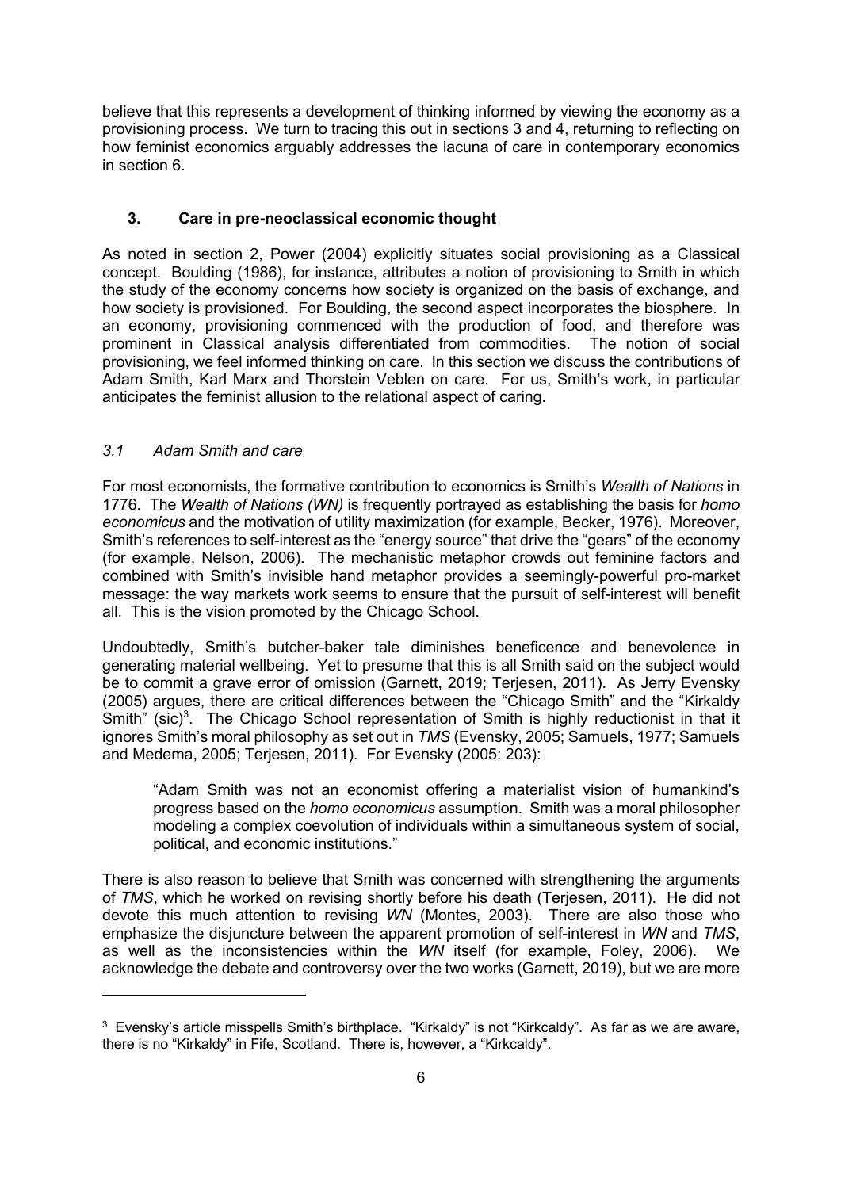believe that this represents a development of thinking informed by viewing the economy as a provisioning process. We turn to tracing this out in sections 3 and 4, returning to reflecting on how feminist economics arguably addresses the lacuna of care in contemporary economics in section 6.

## 3. Care in pre-neoclassical economic thought

As noted in section 2, Power (2004) explicitly situates social provisioning as a Classical concept. Boulding (1986), for instance, attributes a notion of provisioning to Smith in which the study of the economy concerns how society is organized on the basis of exchange, and how society is provisioned. For Boulding, the second aspect incorporates the biosphere. In an economy, provisioning commenced with the production of food, and therefore was prominent in Classical analysis differentiated from commodities. The notion of social provisioning, we feel informed thinking on care. In this section we discuss the contributions of Adam Smith, Karl Marx and Thorstein Veblen on care. For us, Smith's work, in particular anticipates the feminist allusion to the relational aspect of caring.

### *3.1 Adam Smith and care*

For most economists, the formative contribution to economics is Smith's *Wealth of Nations* in 1776. The *Wealth of Nations (WN)* is frequently portrayed as establishing the basis for *homo economicus* and the motivation of utility maximization (for example, Becker, 1976). Moreover, Smith's references to self-interest as the "energy source" that drive the "gears" of the economy (for example, Nelson, 2006). The mechanistic metaphor crowds out feminine factors and combined with Smith's invisible hand metaphor provides a seemingly-powerful pro-market message: the way markets work seems to ensure that the pursuit of self-interest will benefit all. This is the vision promoted by the Chicago School.

Undoubtedly, Smith's butcher-baker tale diminishes beneficence and benevolence in generating material wellbeing. Yet to presume that this is all Smith said on the subject would be to commit a grave error of omission (Garnett, 2019; Terjesen, 2011). As Jerry Evensky (2005) argues, there are critical differences between the "Chicago Smith" and the "Kirkaldy Smith" (sic)[3]. The Chicago School representation of Smith is highly reductionist in that it ignores Smith's moral philosophy as set out in *TMS* (Evensky, 2005; Samuels, 1977; Samuels and Medema, 2005; Terjesen, 2011). For Evensky (2005: 203):

> "Adam Smith was not an economist offering a materialist vision of humankind's progress based on the *homo economicus* assumption. Smith was a moral philosopher modeling a complex coevolution of individuals within a simultaneous system of social, political, and economic institutions."

There is also reason to believe that Smith was concerned with strengthening the arguments of *TMS*, which he worked on revising shortly before his death (Terjesen, 2011). He did not devote this much attention to revising *WN* (Montes, 2003). There are also those who emphasize the disjuncture between the apparent promotion of self-interest in *WN* and *TMS*, as well as the inconsistencies within the *WN* itself (for example, Foley, 2006). We acknowledge the debate and controversy over the two works (Garnett, 2019), but we are more

---

[3] Evensky's article misspells Smith's birthplace. "Kirkaldy" is not "Kirkcaldy". As far as we are aware, there is no "Kirkaldy" in Fife, Scotland. There is, however, a "Kirkcaldy".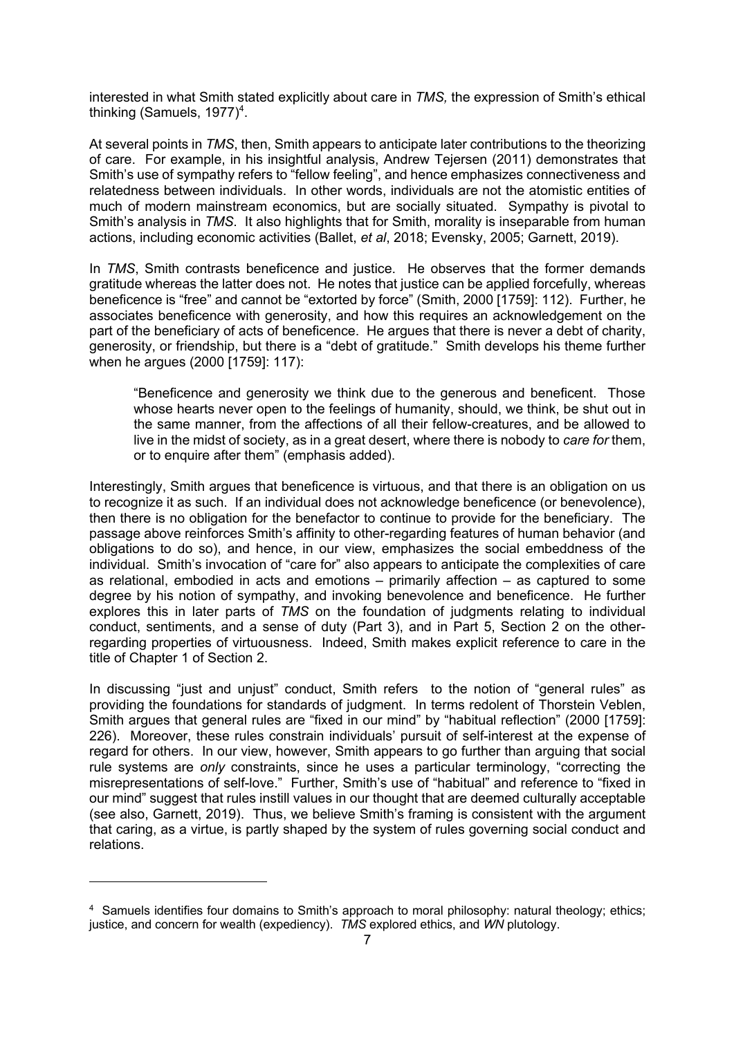interested in what Smith stated explicitly about care in *TMS,* the expression of Smith's ethical thinking (Samuels, 1977)[4].

At several points in *TMS*, then, Smith appears to anticipate later contributions to the theorizing of care. For example, in his insightful analysis, Andrew Tejersen (2011) demonstrates that Smith's use of sympathy refers to "fellow feeling", and hence emphasizes connectiveness and relatedness between individuals. In other words, individuals are not the atomistic entities of much of modern mainstream economics, but are socially situated. Sympathy is pivotal to Smith's analysis in *TMS*. It also highlights that for Smith, morality is inseparable from human actions, including economic activities (Ballet, *et al*, 2018; Evensky, 2005; Garnett, 2019).

In *TMS*, Smith contrasts beneficence and justice. He observes that the former demands gratitude whereas the latter does not. He notes that justice can be applied forcefully, whereas beneficence is "free" and cannot be "extorted by force" (Smith, 2000 [1759]: 112). Further, he associates beneficence with generosity, and how this requires an acknowledgement on the part of the beneficiary of acts of beneficence. He argues that there is never a debt of charity, generosity, or friendship, but there is a "debt of gratitude." Smith develops his theme further when he argues (2000 [1759]: 117):

> "Beneficence and generosity we think due to the generous and beneficent. Those whose hearts never open to the feelings of humanity, should, we think, be shut out in the same manner, from the affections of all their fellow-creatures, and be allowed to live in the midst of society, as in a great desert, where there is nobody to *care for* them, or to enquire after them" (emphasis added).

Interestingly, Smith argues that beneficence is virtuous, and that there is an obligation on us to recognize it as such. If an individual does not acknowledge beneficence (or benevolence), then there is no obligation for the benefactor to continue to provide for the beneficiary. The passage above reinforces Smith's affinity to other-regarding features of human behavior (and obligations to do so), and hence, in our view, emphasizes the social embeddness of the individual. Smith's invocation of "care for" also appears to anticipate the complexities of care as relational, embodied in acts and emotions – primarily affection – as captured to some degree by his notion of sympathy, and invoking benevolence and beneficence. He further explores this in later parts of *TMS* on the foundation of judgments relating to individual conduct, sentiments, and a sense of duty (Part 3), and in Part 5, Section 2 on the other-regarding properties of virtuousness. Indeed, Smith makes explicit reference to care in the title of Chapter 1 of Section 2.

In discussing "just and unjust" conduct, Smith refers to the notion of "general rules" as providing the foundations for standards of judgment. In terms redolent of Thorstein Veblen, Smith argues that general rules are "fixed in our mind" by "habitual reflection" (2000 [1759]: 226). Moreover, these rules constrain individuals' pursuit of self-interest at the expense of regard for others. In our view, however, Smith appears to go further than arguing that social rule systems are *only* constraints, since he uses a particular terminology, "correcting the misrepresentations of self-love." Further, Smith's use of "habitual" and reference to "fixed in our mind" suggest that rules instill values in our thought that are deemed culturally acceptable (see also, Garnett, 2019). Thus, we believe Smith's framing is consistent with the argument that caring, as a virtue, is partly shaped by the system of rules governing social conduct and relations.

---

[4] Samuels identifies four domains to Smith's approach to moral philosophy: natural theology; ethics; justice, and concern for wealth (expediency). *TMS* explored ethics, and *WN* plutology.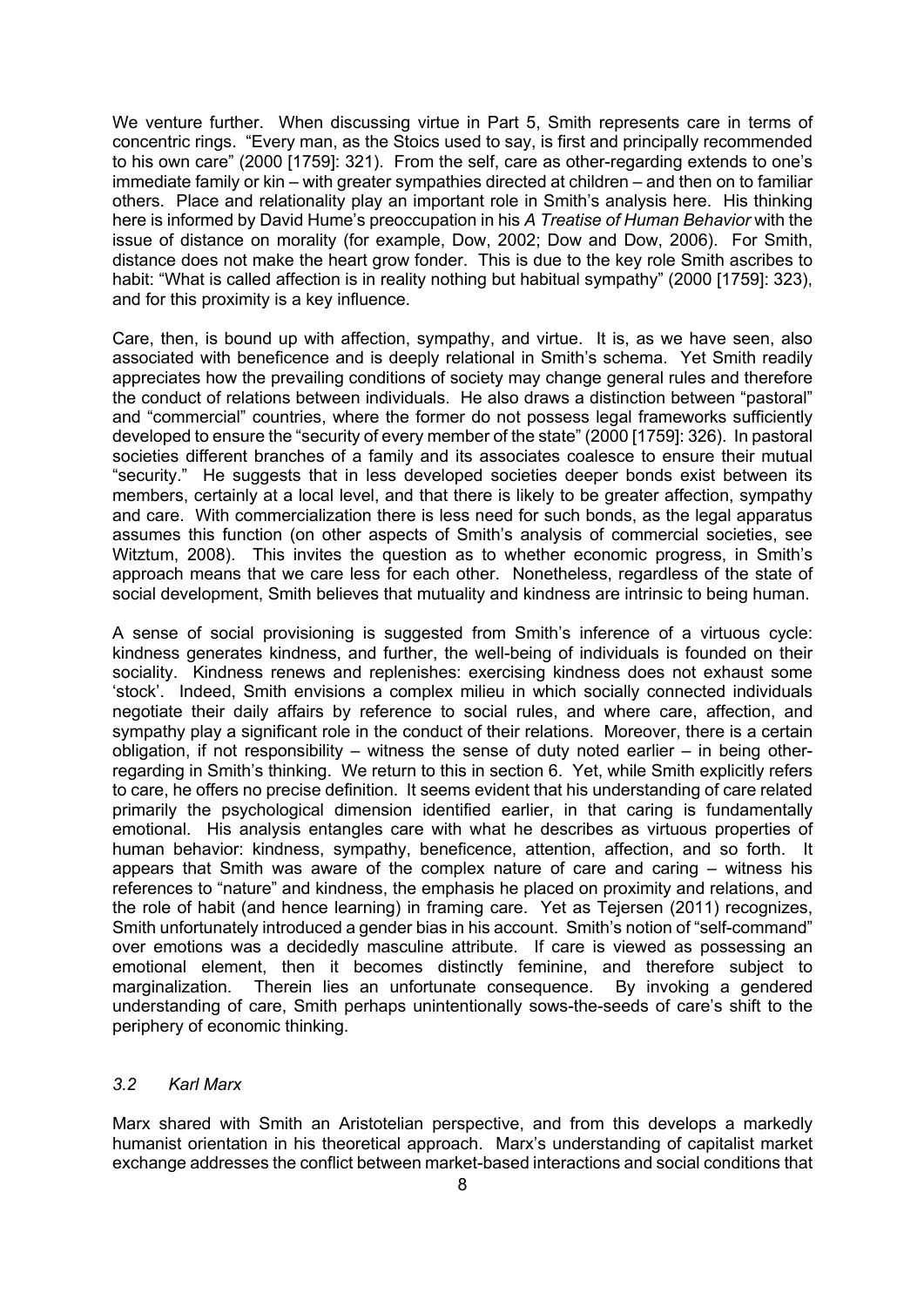We venture further. When discussing virtue in Part 5, Smith represents care in terms of concentric rings. "Every man, as the Stoics used to say, is first and principally recommended to his own care" (2000 [1759]: 321). From the self, care as other-regarding extends to one's immediate family or kin – with greater sympathies directed at children – and then on to familiar others. Place and relationality play an important role in Smith's analysis here. His thinking here is informed by David Hume's preoccupation in his *A Treatise of Human Behavior* with the issue of distance on morality (for example, Dow, 2002; Dow and Dow, 2006). For Smith, distance does not make the heart grow fonder. This is due to the key role Smith ascribes to habit: "What is called affection is in reality nothing but habitual sympathy" (2000 [1759]: 323), and for this proximity is a key influence.

Care, then, is bound up with affection, sympathy, and virtue. It is, as we have seen, also associated with beneficence and is deeply relational in Smith's schema. Yet Smith readily appreciates how the prevailing conditions of society may change general rules and therefore the conduct of relations between individuals. He also draws a distinction between "pastoral" and "commercial" countries, where the former do not possess legal frameworks sufficiently developed to ensure the "security of every member of the state" (2000 [1759]: 326). In pastoral societies different branches of a family and its associates coalesce to ensure their mutual "security." He suggests that in less developed societies deeper bonds exist between its members, certainly at a local level, and that there is likely to be greater affection, sympathy and care. With commercialization there is less need for such bonds, as the legal apparatus assumes this function (on other aspects of Smith's analysis of commercial societies, see Witztum, 2008). This invites the question as to whether economic progress, in Smith's approach means that we care less for each other. Nonetheless, regardless of the state of social development, Smith believes that mutuality and kindness are intrinsic to being human.

A sense of social provisioning is suggested from Smith's inference of a virtuous cycle: kindness generates kindness, and further, the well-being of individuals is founded on their sociality. Kindness renews and replenishes: exercising kindness does not exhaust some 'stock'. Indeed, Smith envisions a complex milieu in which socially connected individuals negotiate their daily affairs by reference to social rules, and where care, affection, and sympathy play a significant role in the conduct of their relations. Moreover, there is a certain obligation, if not responsibility – witness the sense of duty noted earlier – in being other-regarding in Smith's thinking. We return to this in section 6. Yet, while Smith explicitly refers to care, he offers no precise definition. It seems evident that his understanding of care related primarily the psychological dimension identified earlier, in that caring is fundamentally emotional. His analysis entangles care with what he describes as virtuous properties of human behavior: kindness, sympathy, beneficence, attention, affection, and so forth. It appears that Smith was aware of the complex nature of care and caring – witness his references to "nature" and kindness, the emphasis he placed on proximity and relations, and the role of habit (and hence learning) in framing care. Yet as Tejersen (2011) recognizes, Smith unfortunately introduced a gender bias in his account. Smith's notion of "self-command" over emotions was a decidedly masculine attribute. If care is viewed as possessing an emotional element, then it becomes distinctly feminine, and therefore subject to marginalization. Therein lies an unfortunate consequence. By invoking a gendered understanding of care, Smith perhaps unintentionally sows-the-seeds of care's shift to the periphery of economic thinking.

### *3.2 Karl Marx*

Marx shared with Smith an Aristotelian perspective, and from this develops a markedly humanist orientation in his theoretical approach. Marx's understanding of capitalist market exchange addresses the conflict between market-based interactions and social conditions that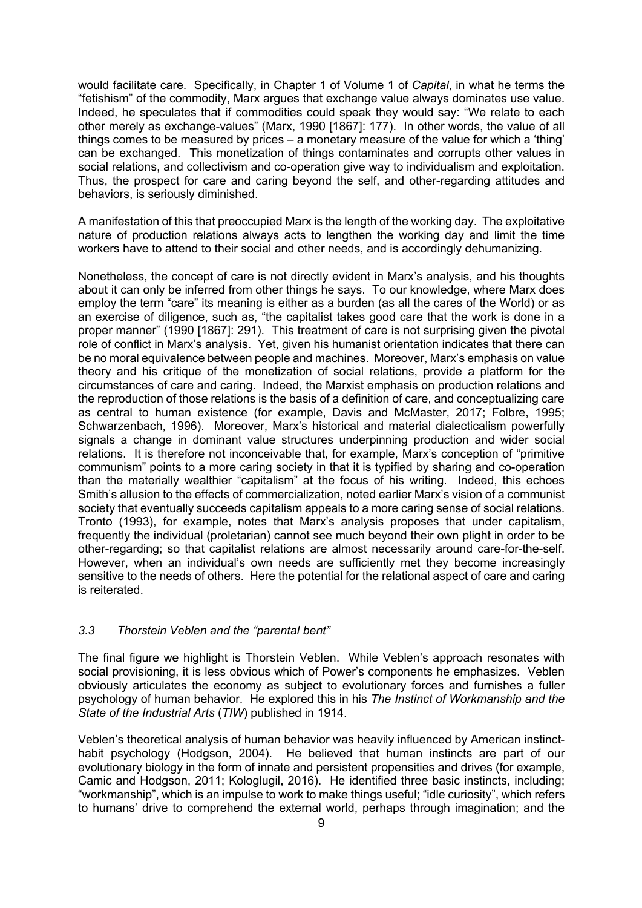would facilitate care. Specifically, in Chapter 1 of Volume 1 of *Capital*, in what he terms the "fetishism" of the commodity, Marx argues that exchange value always dominates use value. Indeed, he speculates that if commodities could speak they would say: "We relate to each other merely as exchange-values" (Marx, 1990 [1867]: 177). In other words, the value of all things comes to be measured by prices – a monetary measure of the value for which a 'thing' can be exchanged. This monetization of things contaminates and corrupts other values in social relations, and collectivism and co-operation give way to individualism and exploitation. Thus, the prospect for care and caring beyond the self, and other-regarding attitudes and behaviors, is seriously diminished.

A manifestation of this that preoccupied Marx is the length of the working day. The exploitative nature of production relations always acts to lengthen the working day and limit the time workers have to attend to their social and other needs, and is accordingly dehumanizing.

Nonetheless, the concept of care is not directly evident in Marx's analysis, and his thoughts about it can only be inferred from other things he says. To our knowledge, where Marx does employ the term "care" its meaning is either as a burden (as all the cares of the World) or as an exercise of diligence, such as, "the capitalist takes good care that the work is done in a proper manner" (1990 [1867]: 291). This treatment of care is not surprising given the pivotal role of conflict in Marx's analysis. Yet, given his humanist orientation indicates that there can be no moral equivalence between people and machines. Moreover, Marx's emphasis on value theory and his critique of the monetization of social relations, provide a platform for the circumstances of care and caring. Indeed, the Marxist emphasis on production relations and the reproduction of those relations is the basis of a definition of care, and conceptualizing care as central to human existence (for example, Davis and McMaster, 2017; Folbre, 1995; Schwarzenbach, 1996). Moreover, Marx's historical and material dialecticalism powerfully signals a change in dominant value structures underpinning production and wider social relations. It is therefore not inconceivable that, for example, Marx's conception of "primitive communism" points to a more caring society in that it is typified by sharing and co-operation than the materially wealthier "capitalism" at the focus of his writing. Indeed, this echoes Smith's allusion to the effects of commercialization, noted earlier Marx's vision of a communist society that eventually succeeds capitalism appeals to a more caring sense of social relations. Tronto (1993), for example, notes that Marx's analysis proposes that under capitalism, frequently the individual (proletarian) cannot see much beyond their own plight in order to be other-regarding; so that capitalist relations are almost necessarily around care-for-the-self. However, when an individual's own needs are sufficiently met they become increasingly sensitive to the needs of others. Here the potential for the relational aspect of care and caring is reiterated.

### *3.3 Thorstein Veblen and the "parental bent"*

The final figure we highlight is Thorstein Veblen. While Veblen's approach resonates with social provisioning, it is less obvious which of Power's components he emphasizes. Veblen obviously articulates the economy as subject to evolutionary forces and furnishes a fuller psychology of human behavior. He explored this in his *The Instinct of Workmanship and the State of the Industrial Arts* (*TIW*) published in 1914.

Veblen's theoretical analysis of human behavior was heavily influenced by American instinct-habit psychology (Hodgson, 2004). He believed that human instincts are part of our evolutionary biology in the form of innate and persistent propensities and drives (for example, Camic and Hodgson, 2011; Kologlugil, 2016). He identified three basic instincts, including; "workmanship", which is an impulse to work to make things useful; "idle curiosity", which refers to humans' drive to comprehend the external world, perhaps through imagination; and the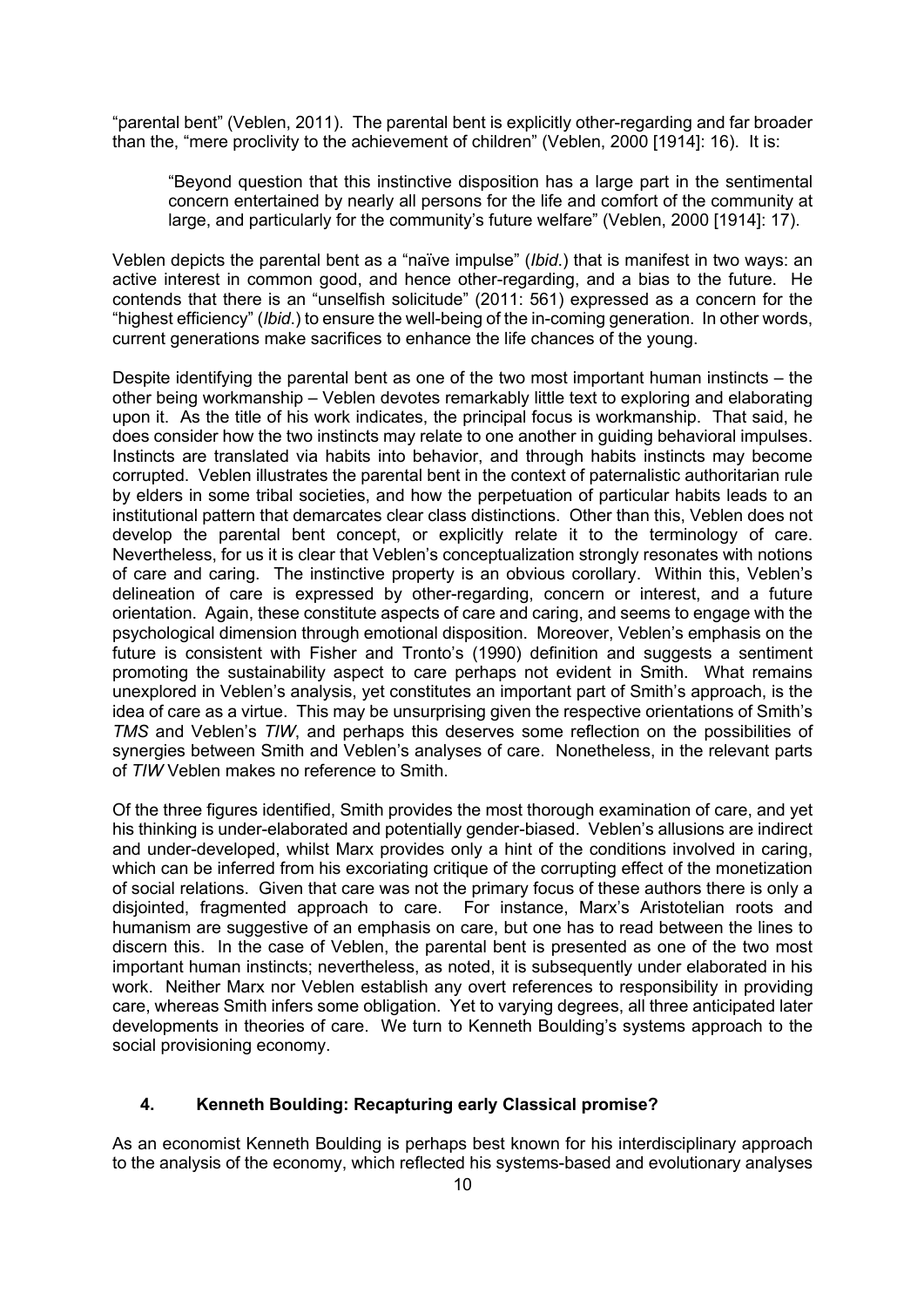"parental bent" (Veblen, 2011). The parental bent is explicitly other-regarding and far broader than the, "mere proclivity to the achievement of children" (Veblen, 2000 [1914]: 16). It is:

> "Beyond question that this instinctive disposition has a large part in the sentimental concern entertained by nearly all persons for the life and comfort of the community at large, and particularly for the community's future welfare" (Veblen, 2000 [1914]: 17).

Veblen depicts the parental bent as a "naïve impulse" (*Ibid.*) that is manifest in two ways: an active interest in common good, and hence other-regarding, and a bias to the future. He contends that there is an "unselfish solicitude" (2011: 561) expressed as a concern for the "highest efficiency" (*Ibid.*) to ensure the well-being of the in-coming generation. In other words, current generations make sacrifices to enhance the life chances of the young.

Despite identifying the parental bent as one of the two most important human instincts – the other being workmanship – Veblen devotes remarkably little text to exploring and elaborating upon it. As the title of his work indicates, the principal focus is workmanship. That said, he does consider how the two instincts may relate to one another in guiding behavioral impulses. Instincts are translated via habits into behavior, and through habits instincts may become corrupted. Veblen illustrates the parental bent in the context of paternalistic authoritarian rule by elders in some tribal societies, and how the perpetuation of particular habits leads to an institutional pattern that demarcates clear class distinctions. Other than this, Veblen does not develop the parental bent concept, or explicitly relate it to the terminology of care. Nevertheless, for us it is clear that Veblen's conceptualization strongly resonates with notions of care and caring. The instinctive property is an obvious corollary. Within this, Veblen's delineation of care is expressed by other-regarding, concern or interest, and a future orientation. Again, these constitute aspects of care and caring, and seems to engage with the psychological dimension through emotional disposition. Moreover, Veblen's emphasis on the future is consistent with Fisher and Tronto's (1990) definition and suggests a sentiment promoting the sustainability aspect to care perhaps not evident in Smith. What remains unexplored in Veblen's analysis, yet constitutes an important part of Smith's approach, is the idea of care as a virtue. This may be unsurprising given the respective orientations of Smith's *TMS* and Veblen's *TIW*, and perhaps this deserves some reflection on the possibilities of synergies between Smith and Veblen's analyses of care. Nonetheless, in the relevant parts of *TIW* Veblen makes no reference to Smith.

Of the three figures identified, Smith provides the most thorough examination of care, and yet his thinking is under-elaborated and potentially gender-biased. Veblen's allusions are indirect and under-developed, whilst Marx provides only a hint of the conditions involved in caring, which can be inferred from his excoriating critique of the corrupting effect of the monetization of social relations. Given that care was not the primary focus of these authors there is only a disjointed, fragmented approach to care. For instance, Marx's Aristotelian roots and humanism are suggestive of an emphasis on care, but one has to read between the lines to discern this. In the case of Veblen, the parental bent is presented as one of the two most important human instincts; nevertheless, as noted, it is subsequently under elaborated in his work. Neither Marx nor Veblen establish any overt references to responsibility in providing care, whereas Smith infers some obligation. Yet to varying degrees, all three anticipated later developments in theories of care. We turn to Kenneth Boulding's systems approach to the social provisioning economy.

## 4. Kenneth Boulding: Recapturing early Classical promise?

As an economist Kenneth Boulding is perhaps best known for his interdisciplinary approach to the analysis of the economy, which reflected his systems-based and evolutionary analyses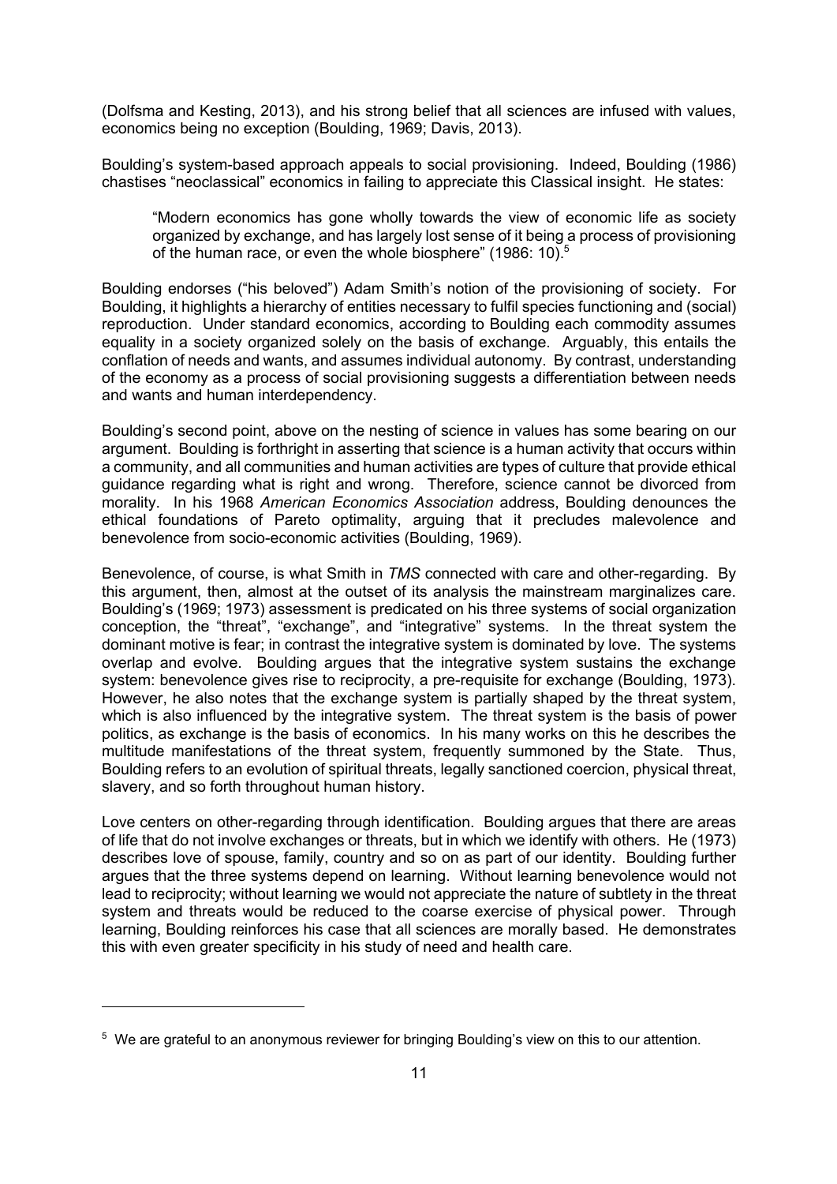(Dolfsma and Kesting, 2013), and his strong belief that all sciences are infused with values, economics being no exception (Boulding, 1969; Davis, 2013).

Boulding's system-based approach appeals to social provisioning. Indeed, Boulding (1986) chastises "neoclassical" economics in failing to appreciate this Classical insight. He states:

> "Modern economics has gone wholly towards the view of economic life as society organized by exchange, and has largely lost sense of it being a process of provisioning of the human race, or even the whole biosphere" (1986: 10).[5]

Boulding endorses ("his beloved") Adam Smith's notion of the provisioning of society. For Boulding, it highlights a hierarchy of entities necessary to fulfil species functioning and (social) reproduction. Under standard economics, according to Boulding each commodity assumes equality in a society organized solely on the basis of exchange. Arguably, this entails the conflation of needs and wants, and assumes individual autonomy. By contrast, understanding of the economy as a process of social provisioning suggests a differentiation between needs and wants and human interdependency.

Boulding's second point, above on the nesting of science in values has some bearing on our argument. Boulding is forthright in asserting that science is a human activity that occurs within a community, and all communities and human activities are types of culture that provide ethical guidance regarding what is right and wrong. Therefore, science cannot be divorced from morality. In his 1968 *American Economics Association* address, Boulding denounces the ethical foundations of Pareto optimality, arguing that it precludes malevolence and benevolence from socio-economic activities (Boulding, 1969).

Benevolence, of course, is what Smith in *TMS* connected with care and other-regarding. By this argument, then, almost at the outset of its analysis the mainstream marginalizes care. Boulding's (1969; 1973) assessment is predicated on his three systems of social organization conception, the "threat", "exchange", and "integrative" systems. In the threat system the dominant motive is fear; in contrast the integrative system is dominated by love. The systems overlap and evolve. Boulding argues that the integrative system sustains the exchange system: benevolence gives rise to reciprocity, a pre-requisite for exchange (Boulding, 1973). However, he also notes that the exchange system is partially shaped by the threat system, which is also influenced by the integrative system. The threat system is the basis of power politics, as exchange is the basis of economics. In his many works on this he describes the multitude manifestations of the threat system, frequently summoned by the State. Thus, Boulding refers to an evolution of spiritual threats, legally sanctioned coercion, physical threat, slavery, and so forth throughout human history.

Love centers on other-regarding through identification. Boulding argues that there are areas of life that do not involve exchanges or threats, but in which we identify with others. He (1973) describes love of spouse, family, country and so on as part of our identity. Boulding further argues that the three systems depend on learning. Without learning benevolence would not lead to reciprocity; without learning we would not appreciate the nature of subtlety in the threat system and threats would be reduced to the coarse exercise of physical power. Through learning, Boulding reinforces his case that all sciences are morally based. He demonstrates this with even greater specificity in his study of need and health care.

---

[5] We are grateful to an anonymous reviewer for bringing Boulding's view on this to our attention.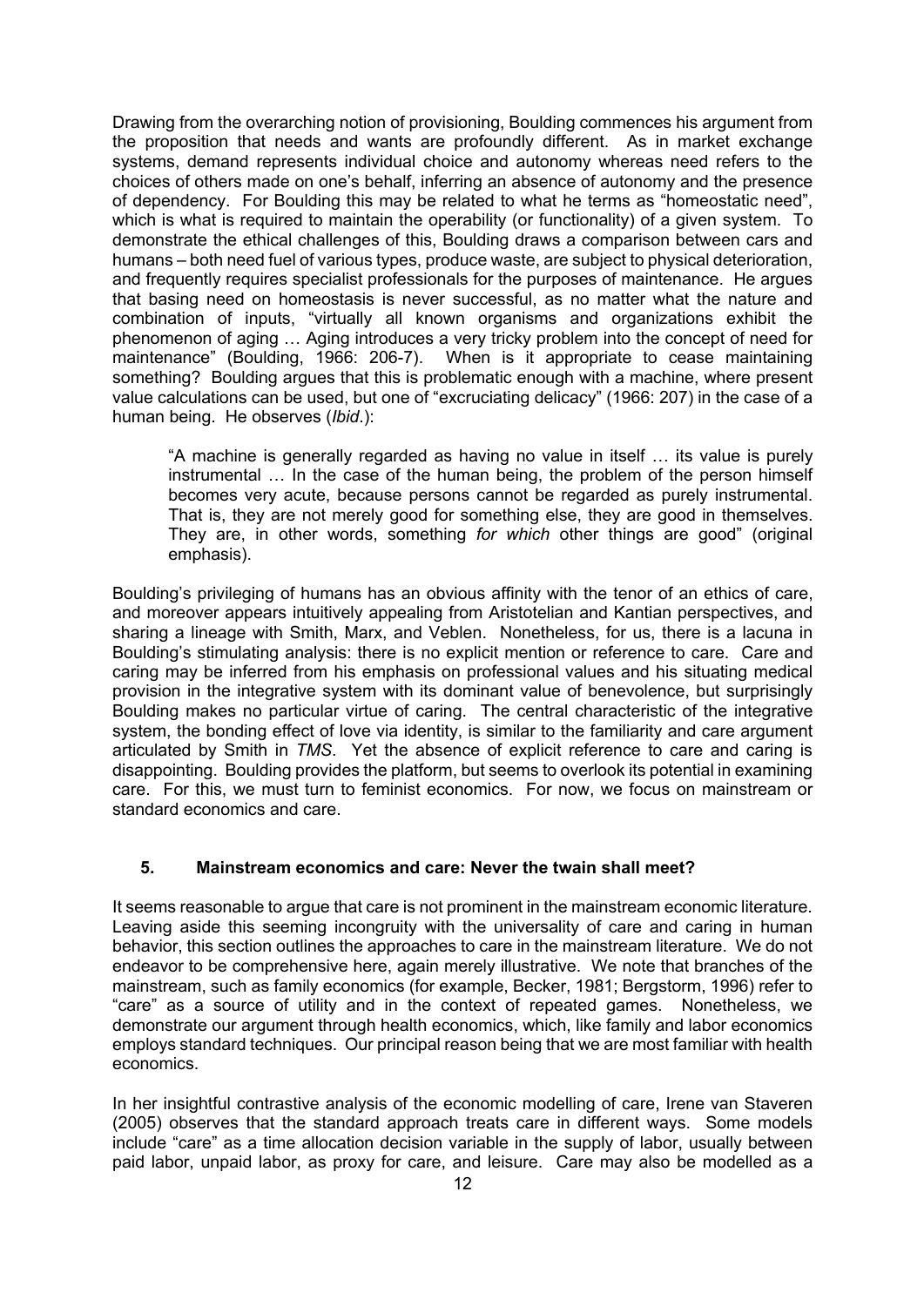Drawing from the overarching notion of provisioning, Boulding commences his argument from the proposition that needs and wants are profoundly different. As in market exchange systems, demand represents individual choice and autonomy whereas need refers to the choices of others made on one's behalf, inferring an absence of autonomy and the presence of dependency. For Boulding this may be related to what he terms as "homeostatic need", which is what is required to maintain the operability (or functionality) of a given system. To demonstrate the ethical challenges of this, Boulding draws a comparison between cars and humans – both need fuel of various types, produce waste, are subject to physical deterioration, and frequently requires specialist professionals for the purposes of maintenance. He argues that basing need on homeostasis is never successful, as no matter what the nature and combination of inputs, "virtually all known organisms and organizations exhibit the phenomenon of aging … Aging introduces a very tricky problem into the concept of need for maintenance" (Boulding, 1966: 206-7). When is it appropriate to cease maintaining something? Boulding argues that this is problematic enough with a machine, where present value calculations can be used, but one of "excruciating delicacy" (1966: 207) in the case of a human being. He observes (*Ibid*.):

> "A machine is generally regarded as having no value in itself … its value is purely instrumental … In the case of the human being, the problem of the person himself becomes very acute, because persons cannot be regarded as purely instrumental. That is, they are not merely good for something else, they are good in themselves. They are, in other words, something *for which* other things are good" (original emphasis).

Boulding's privileging of humans has an obvious affinity with the tenor of an ethics of care, and moreover appears intuitively appealing from Aristotelian and Kantian perspectives, and sharing a lineage with Smith, Marx, and Veblen. Nonetheless, for us, there is a lacuna in Boulding's stimulating analysis: there is no explicit mention or reference to care. Care and caring may be inferred from his emphasis on professional values and his situating medical provision in the integrative system with its dominant value of benevolence, but surprisingly Boulding makes no particular virtue of caring. The central characteristic of the integrative system, the bonding effect of love via identity, is similar to the familiarity and care argument articulated by Smith in *TMS*. Yet the absence of explicit reference to care and caring is disappointing. Boulding provides the platform, but seems to overlook its potential in examining care. For this, we must turn to feminist economics. For now, we focus on mainstream or standard economics and care.

## 5. Mainstream economics and care: Never the twain shall meet?

It seems reasonable to argue that care is not prominent in the mainstream economic literature. Leaving aside this seeming incongruity with the universality of care and caring in human behavior, this section outlines the approaches to care in the mainstream literature. We do not endeavor to be comprehensive here, again merely illustrative. We note that branches of the mainstream, such as family economics (for example, Becker, 1981; Bergstorm, 1996) refer to "care" as a source of utility and in the context of repeated games. Nonetheless, we demonstrate our argument through health economics, which, like family and labor economics employs standard techniques. Our principal reason being that we are most familiar with health economics.

In her insightful contrastive analysis of the economic modelling of care, Irene van Staveren (2005) observes that the standard approach treats care in different ways. Some models include "care" as a time allocation decision variable in the supply of labor, usually between paid labor, unpaid labor, as proxy for care, and leisure. Care may also be modelled as a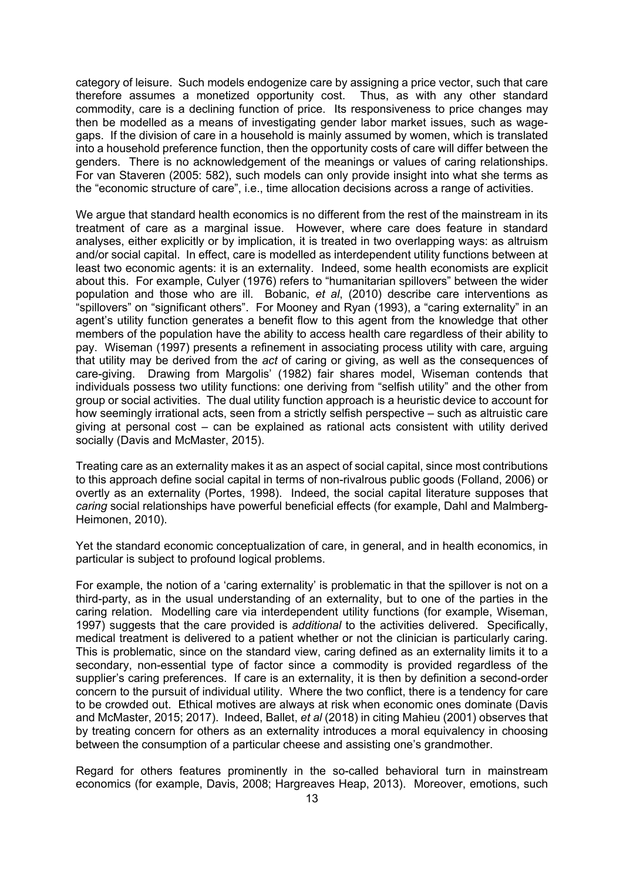category of leisure. Such models endogenize care by assigning a price vector, such that care therefore assumes a monetized opportunity cost. Thus, as with any other standard commodity, care is a declining function of price. Its responsiveness to price changes may then be modelled as a means of investigating gender labor market issues, such as wage-gaps. If the division of care in a household is mainly assumed by women, which is translated into a household preference function, then the opportunity costs of care will differ between the genders. There is no acknowledgement of the meanings or values of caring relationships. For van Staveren (2005: 582), such models can only provide insight into what she terms as the "economic structure of care", i.e., time allocation decisions across a range of activities.

We argue that standard health economics is no different from the rest of the mainstream in its treatment of care as a marginal issue. However, where care does feature in standard analyses, either explicitly or by implication, it is treated in two overlapping ways: as altruism and/or social capital. In effect, care is modelled as interdependent utility functions between at least two economic agents: it is an externality. Indeed, some health economists are explicit about this. For example, Culyer (1976) refers to "humanitarian spillovers" between the wider population and those who are ill. Bobanic, *et al*, (2010) describe care interventions as "spillovers" on "significant others". For Mooney and Ryan (1993), a "caring externality" in an agent's utility function generates a benefit flow to this agent from the knowledge that other members of the population have the ability to access health care regardless of their ability to pay. Wiseman (1997) presents a refinement in associating process utility with care, arguing that utility may be derived from the *act* of caring or giving, as well as the consequences of care-giving. Drawing from Margolis' (1982) fair shares model, Wiseman contends that individuals possess two utility functions: one deriving from "selfish utility" and the other from group or social activities. The dual utility function approach is a heuristic device to account for how seemingly irrational acts, seen from a strictly selfish perspective – such as altruistic care giving at personal cost – can be explained as rational acts consistent with utility derived socially (Davis and McMaster, 2015).

Treating care as an externality makes it as an aspect of social capital, since most contributions to this approach define social capital in terms of non-rivalrous public goods (Folland, 2006) or overtly as an externality (Portes, 1998). Indeed, the social capital literature supposes that *caring* social relationships have powerful beneficial effects (for example, Dahl and Malmberg-Heimonen, 2010).

Yet the standard economic conceptualization of care, in general, and in health economics, in particular is subject to profound logical problems.

For example, the notion of a 'caring externality' is problematic in that the spillover is not on a third-party, as in the usual understanding of an externality, but to one of the parties in the caring relation. Modelling care via interdependent utility functions (for example, Wiseman, 1997) suggests that the care provided is *additional* to the activities delivered. Specifically, medical treatment is delivered to a patient whether or not the clinician is particularly caring. This is problematic, since on the standard view, caring defined as an externality limits it to a secondary, non-essential type of factor since a commodity is provided regardless of the supplier's caring preferences. If care is an externality, it is then by definition a second-order concern to the pursuit of individual utility. Where the two conflict, there is a tendency for care to be crowded out. Ethical motives are always at risk when economic ones dominate (Davis and McMaster, 2015; 2017). Indeed, Ballet, *et al* (2018) in citing Mahieu (2001) observes that by treating concern for others as an externality introduces a moral equivalency in choosing between the consumption of a particular cheese and assisting one's grandmother.

Regard for others features prominently in the so-called behavioral turn in mainstream economics (for example, Davis, 2008; Hargreaves Heap, 2013). Moreover, emotions, such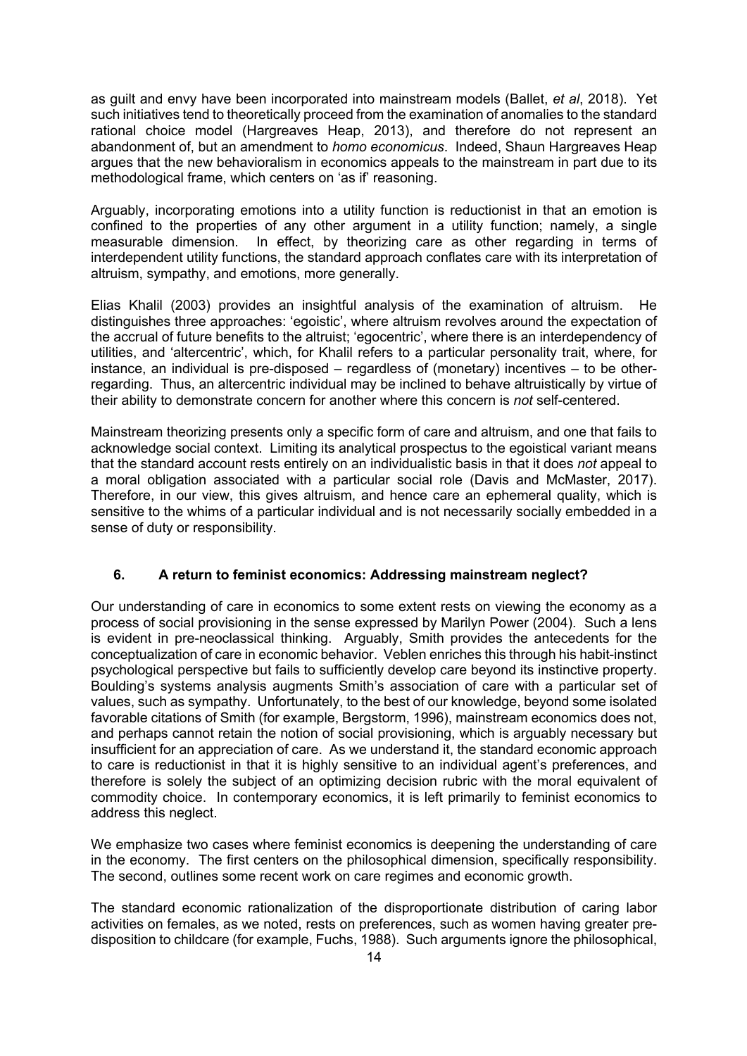as guilt and envy have been incorporated into mainstream models (Ballet, *et al*, 2018). Yet such initiatives tend to theoretically proceed from the examination of anomalies to the standard rational choice model (Hargreaves Heap, 2013), and therefore do not represent an abandonment of, but an amendment to *homo economicus*. Indeed, Shaun Hargreaves Heap argues that the new behavioralism in economics appeals to the mainstream in part due to its methodological frame, which centers on 'as if' reasoning.

Arguably, incorporating emotions into a utility function is reductionist in that an emotion is confined to the properties of any other argument in a utility function; namely, a single measurable dimension. In effect, by theorizing care as other regarding in terms of interdependent utility functions, the standard approach conflates care with its interpretation of altruism, sympathy, and emotions, more generally.

Elias Khalil (2003) provides an insightful analysis of the examination of altruism. He distinguishes three approaches: 'egoistic', where altruism revolves around the expectation of the accrual of future benefits to the altruist; 'egocentric', where there is an interdependency of utilities, and 'altercentric', which, for Khalil refers to a particular personality trait, where, for instance, an individual is pre-disposed – regardless of (monetary) incentives – to be other-regarding. Thus, an altercentric individual may be inclined to behave altruistically by virtue of their ability to demonstrate concern for another where this concern is *not* self-centered.

Mainstream theorizing presents only a specific form of care and altruism, and one that fails to acknowledge social context. Limiting its analytical prospectus to the egoistical variant means that the standard account rests entirely on an individualistic basis in that it does *not* appeal to a moral obligation associated with a particular social role (Davis and McMaster, 2017). Therefore, in our view, this gives altruism, and hence care an ephemeral quality, which is sensitive to the whims of a particular individual and is not necessarily socially embedded in a sense of duty or responsibility.

## 6. A return to feminist economics: Addressing mainstream neglect?

Our understanding of care in economics to some extent rests on viewing the economy as a process of social provisioning in the sense expressed by Marilyn Power (2004). Such a lens is evident in pre-neoclassical thinking. Arguably, Smith provides the antecedents for the conceptualization of care in economic behavior. Veblen enriches this through his habit-instinct psychological perspective but fails to sufficiently develop care beyond its instinctive property. Boulding's systems analysis augments Smith's association of care with a particular set of values, such as sympathy. Unfortunately, to the best of our knowledge, beyond some isolated favorable citations of Smith (for example, Bergstorm, 1996), mainstream economics does not, and perhaps cannot retain the notion of social provisioning, which is arguably necessary but insufficient for an appreciation of care. As we understand it, the standard economic approach to care is reductionist in that it is highly sensitive to an individual agent's preferences, and therefore is solely the subject of an optimizing decision rubric with the moral equivalent of commodity choice. In contemporary economics, it is left primarily to feminist economics to address this neglect.

We emphasize two cases where feminist economics is deepening the understanding of care in the economy. The first centers on the philosophical dimension, specifically responsibility. The second, outlines some recent work on care regimes and economic growth.

The standard economic rationalization of the disproportionate distribution of caring labor activities on females, as we noted, rests on preferences, such as women having greater pre-disposition to childcare (for example, Fuchs, 1988). Such arguments ignore the philosophical,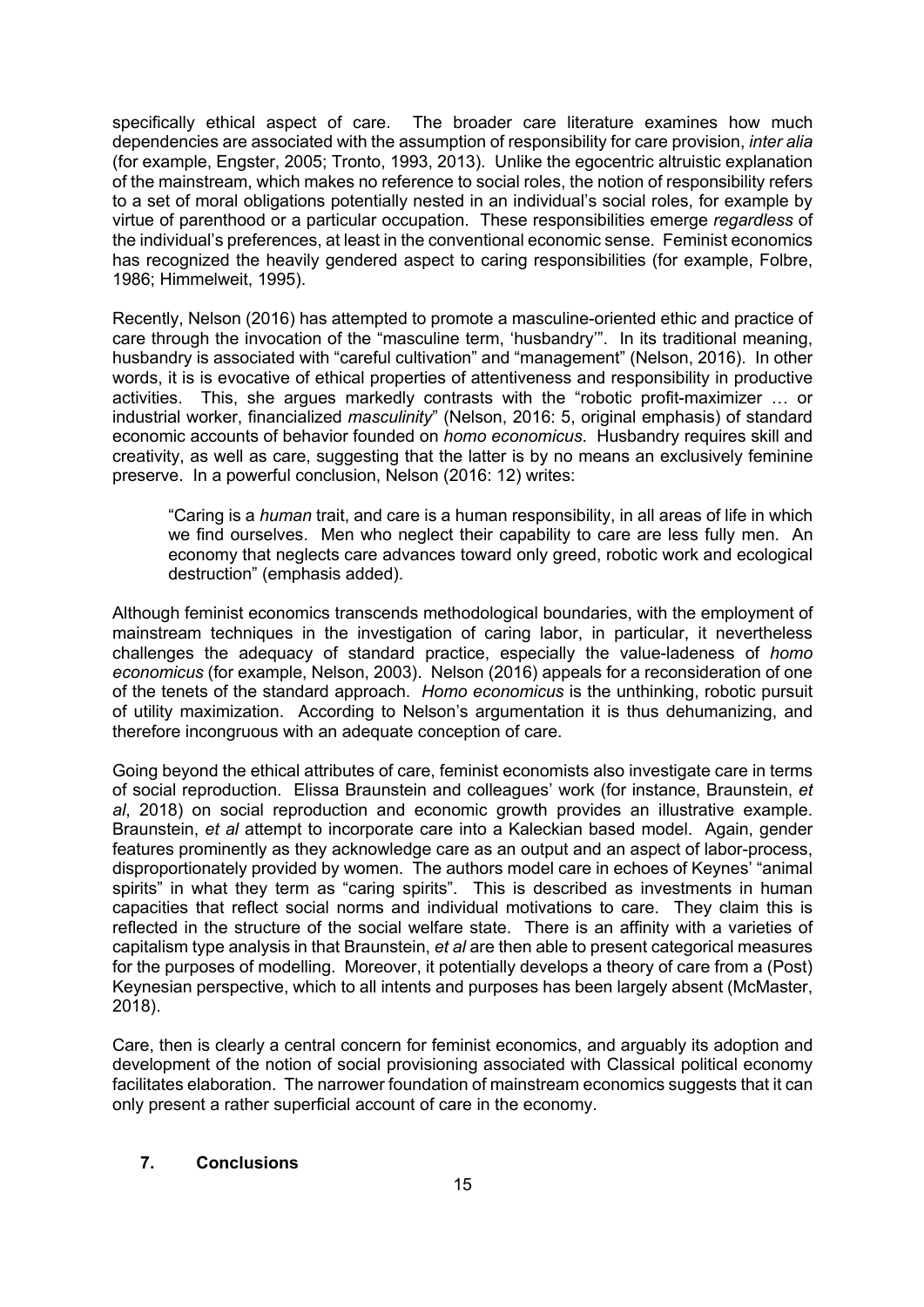specifically ethical aspect of care. The broader care literature examines how much dependencies are associated with the assumption of responsibility for care provision, *inter alia* (for example, Engster, 2005; Tronto, 1993, 2013). Unlike the egocentric altruistic explanation of the mainstream, which makes no reference to social roles, the notion of responsibility refers to a set of moral obligations potentially nested in an individual's social roles, for example by virtue of parenthood or a particular occupation. These responsibilities emerge *regardless* of the individual's preferences, at least in the conventional economic sense. Feminist economics has recognized the heavily gendered aspect to caring responsibilities (for example, Folbre, 1986; Himmelweit, 1995).

Recently, Nelson (2016) has attempted to promote a masculine-oriented ethic and practice of care through the invocation of the "masculine term, 'husbandry'". In its traditional meaning, husbandry is associated with "careful cultivation" and "management" (Nelson, 2016). In other words, it is is evocative of ethical properties of attentiveness and responsibility in productive activities. This, she argues markedly contrasts with the "robotic profit-maximizer … or industrial worker, financialized *masculinity*" (Nelson, 2016: 5, original emphasis) of standard economic accounts of behavior founded on *homo economicus*. Husbandry requires skill and creativity, as well as care, suggesting that the latter is by no means an exclusively feminine preserve. In a powerful conclusion, Nelson (2016: 12) writes:

> "Caring is a *human* trait, and care is a human responsibility, in all areas of life in which we find ourselves. Men who neglect their capability to care are less fully men. An economy that neglects care advances toward only greed, robotic work and ecological destruction" (emphasis added).

Although feminist economics transcends methodological boundaries, with the employment of mainstream techniques in the investigation of caring labor, in particular, it nevertheless challenges the adequacy of standard practice, especially the value-ladeness of *homo economicus* (for example, Nelson, 2003). Nelson (2016) appeals for a reconsideration of one of the tenets of the standard approach. *Homo economicus* is the unthinking, robotic pursuit of utility maximization. According to Nelson's argumentation it is thus dehumanizing, and therefore incongruous with an adequate conception of care.

Going beyond the ethical attributes of care, feminist economists also investigate care in terms of social reproduction. Elissa Braunstein and colleagues' work (for instance, Braunstein, *et al*, 2018) on social reproduction and economic growth provides an illustrative example. Braunstein, *et al* attempt to incorporate care into a Kaleckian based model. Again, gender features prominently as they acknowledge care as an output and an aspect of labor-process, disproportionately provided by women. The authors model care in echoes of Keynes' "animal spirits" in what they term as "caring spirits". This is described as investments in human capacities that reflect social norms and individual motivations to care. They claim this is reflected in the structure of the social welfare state. There is an affinity with a varieties of capitalism type analysis in that Braunstein, *et al* are then able to present categorical measures for the purposes of modelling. Moreover, it potentially develops a theory of care from a (Post) Keynesian perspective, which to all intents and purposes has been largely absent (McMaster, 2018).

Care, then is clearly a central concern for feminist economics, and arguably its adoption and development of the notion of social provisioning associated with Classical political economy facilitates elaboration. The narrower foundation of mainstream economics suggests that it can only present a rather superficial account of care in the economy.

## 7. Conclusions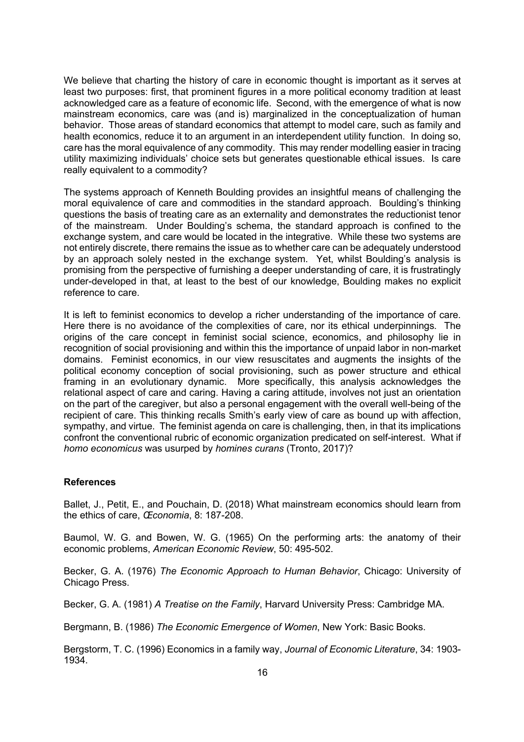We believe that charting the history of care in economic thought is important as it serves at least two purposes: first, that prominent figures in a more political economy tradition at least acknowledged care as a feature of economic life. Second, with the emergence of what is now mainstream economics, care was (and is) marginalized in the conceptualization of human behavior. Those areas of standard economics that attempt to model care, such as family and health economics, reduce it to an argument in an interdependent utility function. In doing so, care has the moral equivalence of any commodity. This may render modelling easier in tracing utility maximizing individuals' choice sets but generates questionable ethical issues. Is care really equivalent to a commodity?

The systems approach of Kenneth Boulding provides an insightful means of challenging the moral equivalence of care and commodities in the standard approach. Boulding's thinking questions the basis of treating care as an externality and demonstrates the reductionist tenor of the mainstream. Under Boulding's schema, the standard approach is confined to the exchange system, and care would be located in the integrative. While these two systems are not entirely discrete, there remains the issue as to whether care can be adequately understood by an approach solely nested in the exchange system. Yet, whilst Boulding's analysis is promising from the perspective of furnishing a deeper understanding of care, it is frustratingly under-developed in that, at least to the best of our knowledge, Boulding makes no explicit reference to care.

It is left to feminist economics to develop a richer understanding of the importance of care. Here there is no avoidance of the complexities of care, nor its ethical underpinnings. The origins of the care concept in feminist social science, economics, and philosophy lie in recognition of social provisioning and within this the importance of unpaid labor in non-market domains. Feminist economics, in our view resuscitates and augments the insights of the political economy conception of social provisioning, such as power structure and ethical framing in an evolutionary dynamic. More specifically, this analysis acknowledges the relational aspect of care and caring. Having a caring attitude, involves not just an orientation on the part of the caregiver, but also a personal engagement with the overall well-being of the recipient of care. This thinking recalls Smith's early view of care as bound up with affection, sympathy, and virtue. The feminist agenda on care is challenging, then, in that its implications confront the conventional rubric of economic organization predicated on self-interest. What if *homo economicus* was usurped by *homines curans* (Tronto, 2017)?

## References

Ballet, J., Petit, E., and Pouchain, D. (2018) What mainstream economics should learn from the ethics of care, *Œconomia*, 8: 187-208.

Baumol, W. G. and Bowen, W. G. (1965) On the performing arts: the anatomy of their economic problems, *American Economic Review*, 50: 495-502.

Becker, G. A. (1976) *The Economic Approach to Human Behavior*, Chicago: University of Chicago Press.

Becker, G. A. (1981) *A Treatise on the Family*, Harvard University Press: Cambridge MA.

Bergmann, B. (1986) *The Economic Emergence of Women*, New York: Basic Books.

Bergstorm, T. C. (1996) Economics in a family way, *Journal of Economic Literature*, 34: 1903-1934.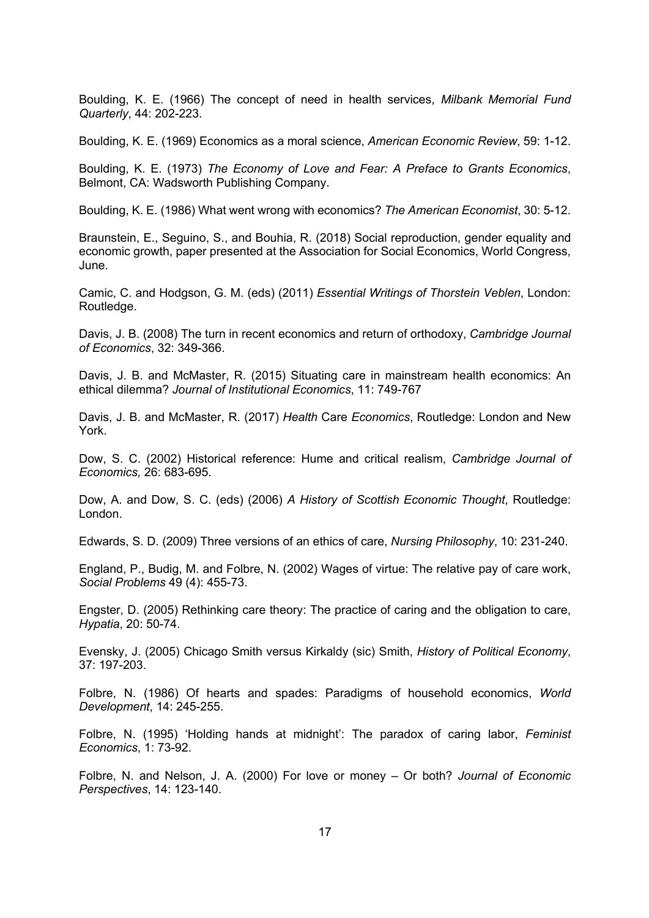Boulding, K. E. (1966) The concept of need in health services, *Milbank Memorial Fund Quarterly*, 44: 202-223.

Boulding, K. E. (1969) Economics as a moral science, *American Economic Review*, 59: 1-12.

Boulding, K. E. (1973) *The Economy of Love and Fear: A Preface to Grants Economics*, Belmont, CA: Wadsworth Publishing Company.

Boulding, K. E. (1986) What went wrong with economics? *The American Economist*, 30: 5-12.

Braunstein, E., Seguino, S., and Bouhia, R. (2018) Social reproduction, gender equality and economic growth, paper presented at the Association for Social Economics, World Congress, June.

Camic, C. and Hodgson, G. M. (eds) (2011) *Essential Writings of Thorstein Veblen*, London: Routledge.

Davis, J. B. (2008) The turn in recent economics and return of orthodoxy, *Cambridge Journal of Economics*, 32: 349-366.

Davis, J. B. and McMaster, R. (2015) Situating care in mainstream health economics: An ethical dilemma? *Journal of Institutional Economics*, 11: 749-767

Davis, J. B. and McMaster, R. (2017) *Health* Care *Economics*, Routledge: London and New York.

Dow, S. C. (2002) Historical reference: Hume and critical realism, *Cambridge Journal of Economics,* 26: 683-695.

Dow, A. and Dow, S. C. (eds) (2006) *A History of Scottish Economic Thought*, Routledge: London.

Edwards, S. D. (2009) Three versions of an ethics of care, *Nursing Philosophy*, 10: 231-240.

England, P., Budig, M. and Folbre, N. (2002) Wages of virtue: The relative pay of care work, *Social Problems* 49 (4): 455-73.

Engster, D. (2005) Rethinking care theory: The practice of caring and the obligation to care, *Hypatia*, 20: 50-74.

Evensky, J. (2005) Chicago Smith versus Kirkaldy (sic) Smith, *History of Political Economy*, 37: 197-203.

Folbre, N. (1986) Of hearts and spades: Paradigms of household economics, *World Development*, 14: 245-255.

Folbre, N. (1995) 'Holding hands at midnight': The paradox of caring labor, *Feminist Economics*, 1: 73-92.

Folbre, N. and Nelson, J. A. (2000) For love or money – Or both? *Journal of Economic Perspectives*, 14: 123-140.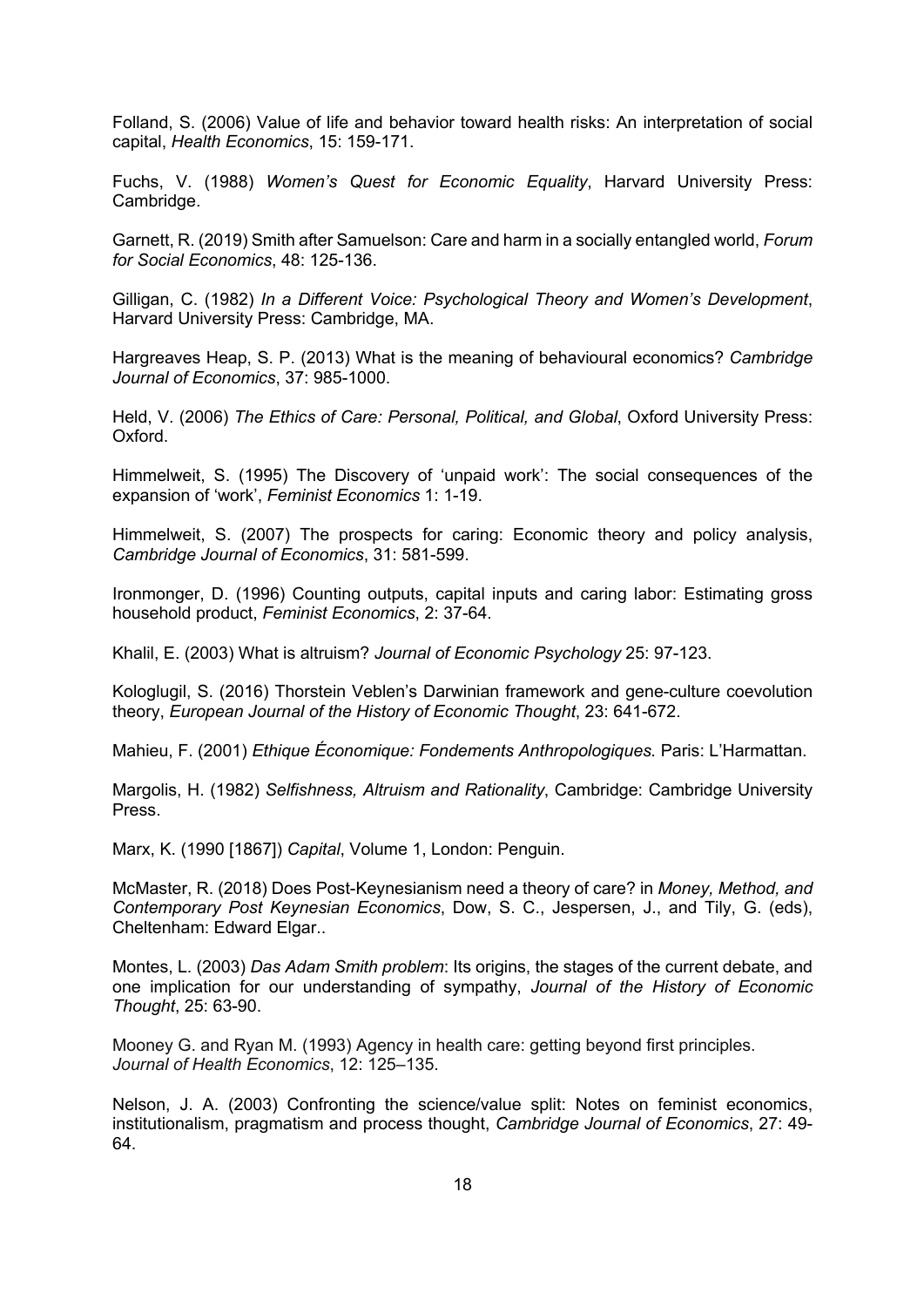Folland, S. (2006) Value of life and behavior toward health risks: An interpretation of social capital, *Health Economics*, 15: 159-171.

Fuchs, V. (1988) *Women's Quest for Economic Equality*, Harvard University Press: Cambridge.

Garnett, R. (2019) Smith after Samuelson: Care and harm in a socially entangled world, *Forum for Social Economics*, 48: 125-136.

Gilligan, C. (1982) *In a Different Voice: Psychological Theory and Women's Development*, Harvard University Press: Cambridge, MA.

Hargreaves Heap, S. P. (2013) What is the meaning of behavioural economics? *Cambridge Journal of Economics*, 37: 985-1000.

Held, V. (2006) *The Ethics of Care: Personal, Political, and Global*, Oxford University Press: Oxford.

Himmelweit, S. (1995) The Discovery of 'unpaid work': The social consequences of the expansion of 'work', *Feminist Economics* 1: 1-19.

Himmelweit, S. (2007) The prospects for caring: Economic theory and policy analysis, *Cambridge Journal of Economics*, 31: 581-599.

Ironmonger, D. (1996) Counting outputs, capital inputs and caring labor: Estimating gross household product, *Feminist Economics*, 2: 37-64.

Khalil, E. (2003) What is altruism? *Journal of Economic Psychology* 25: 97-123.

Kologlugil, S. (2016) Thorstein Veblen's Darwinian framework and gene-culture coevolution theory, *European Journal of the History of Economic Thought*, 23: 641-672.

Mahieu, F. (2001) *Ethique Économique: Fondements Anthropologiques.* Paris: L'Harmattan.

Margolis, H. (1982) *Selfishness, Altruism and Rationality*, Cambridge: Cambridge University Press.

Marx, K. (1990 [1867]) *Capital*, Volume 1, London: Penguin.

McMaster, R. (2018) Does Post-Keynesianism need a theory of care? in *Money, Method, and Contemporary Post Keynesian Economics*, Dow, S. C., Jespersen, J., and Tily, G. (eds), Cheltenham: Edward Elgar..

Montes, L. (2003) *Das Adam Smith problem*: Its origins, the stages of the current debate, and one implication for our understanding of sympathy, *Journal of the History of Economic Thought*, 25: 63-90.

Mooney G. and Ryan M. (1993) Agency in health care: getting beyond first principles. *Journal of Health Economics*, 12: 125–135.

Nelson, J. A. (2003) Confronting the science/value split: Notes on feminist economics, institutionalism, pragmatism and process thought, *Cambridge Journal of Economics*, 27: 49-64.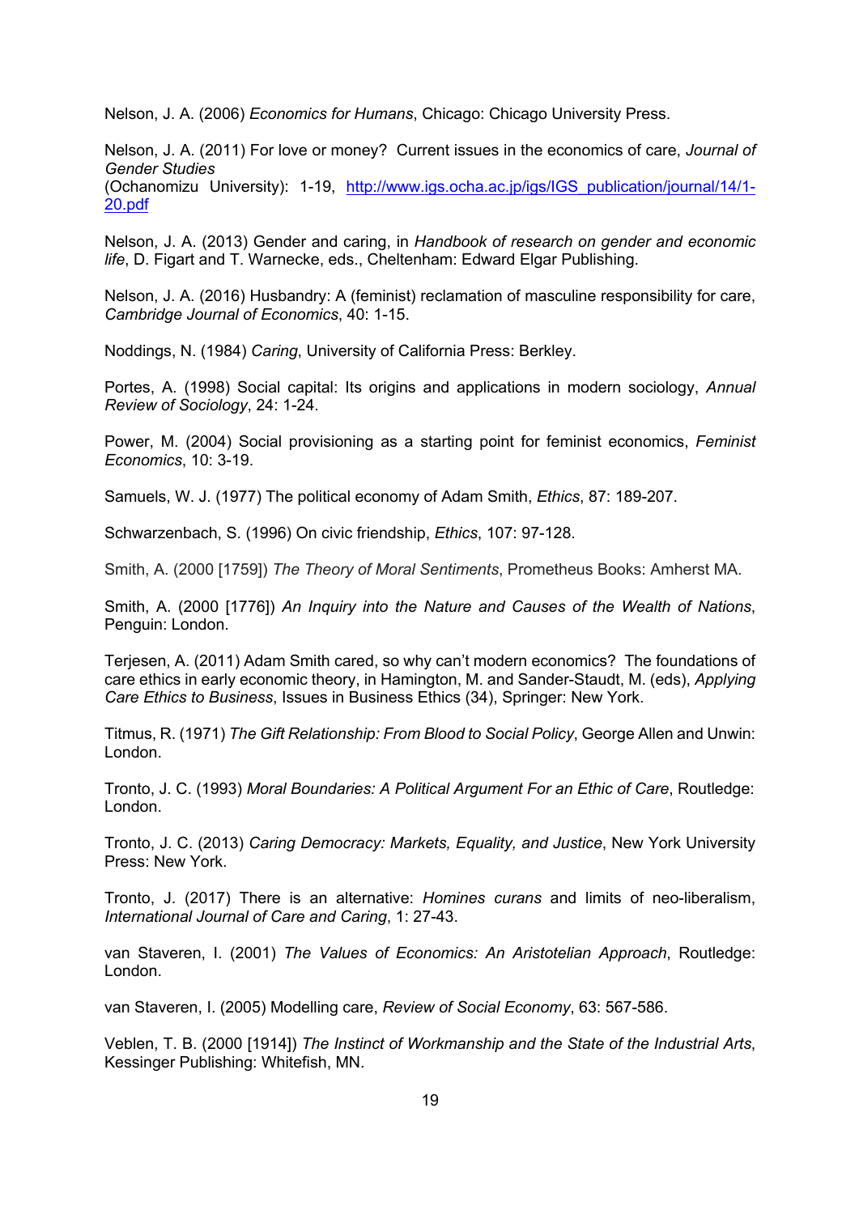Nelson, J. A. (2006) *Economics for Humans*, Chicago: Chicago University Press.

Nelson, J. A. (2011) For love or money? Current issues in the economics of care, *Journal of Gender Studies* (Ochanomizu University): 1-19, [http://www.igs.ocha.ac.jp/igs/IGS_publication/journal/14/1-20.pdf](http://www.igs.ocha.ac.jp/igs/IGS_publication/journal/14/1-20.pdf)

Nelson, J. A. (2013) Gender and caring, in *Handbook of research on gender and economic life*, D. Figart and T. Warnecke, eds., Cheltenham: Edward Elgar Publishing.

Nelson, J. A. (2016) Husbandry: A (feminist) reclamation of masculine responsibility for care, *Cambridge Journal of Economics*, 40: 1-15.

Noddings, N. (1984) *Caring*, University of California Press: Berkley.

Portes, A. (1998) Social capital: Its origins and applications in modern sociology, *Annual Review of Sociology*, 24: 1-24.

Power, M. (2004) Social provisioning as a starting point for feminist economics, *Feminist Economics*, 10: 3-19.

Samuels, W. J. (1977) The political economy of Adam Smith, *Ethics*, 87: 189-207.

Schwarzenbach, S. (1996) On civic friendship, *Ethics*, 107: 97-128.

Smith, A. (2000 [1759]) *The Theory of Moral Sentiments*, Prometheus Books: Amherst MA.

Smith, A. (2000 [1776]) *An Inquiry into the Nature and Causes of the Wealth of Nations*, Penguin: London.

Terjesen, A. (2011) Adam Smith cared, so why can't modern economics? The foundations of care ethics in early economic theory, in Hamington, M. and Sander-Staudt, M. (eds), *Applying Care Ethics to Business*, Issues in Business Ethics (34), Springer: New York.

Titmus, R. (1971) *The Gift Relationship: From Blood to Social Policy*, George Allen and Unwin: London.

Tronto, J. C. (1993) *Moral Boundaries: A Political Argument For an Ethic of Care*, Routledge: London.

Tronto, J. C. (2013) *Caring Democracy: Markets, Equality, and Justice*, New York University Press: New York.

Tronto, J. (2017) There is an alternative: *Homines curans* and limits of neo-liberalism, *International Journal of Care and Caring*, 1: 27-43.

van Staveren, I. (2001) *The Values of Economics: An Aristotelian Approach*, Routledge: London.

van Staveren, I. (2005) Modelling care, *Review of Social Economy*, 63: 567-586.

Veblen, T. B. (2000 [1914]) *The Instinct of Workmanship and the State of the Industrial Arts*, Kessinger Publishing: Whitefish, MN.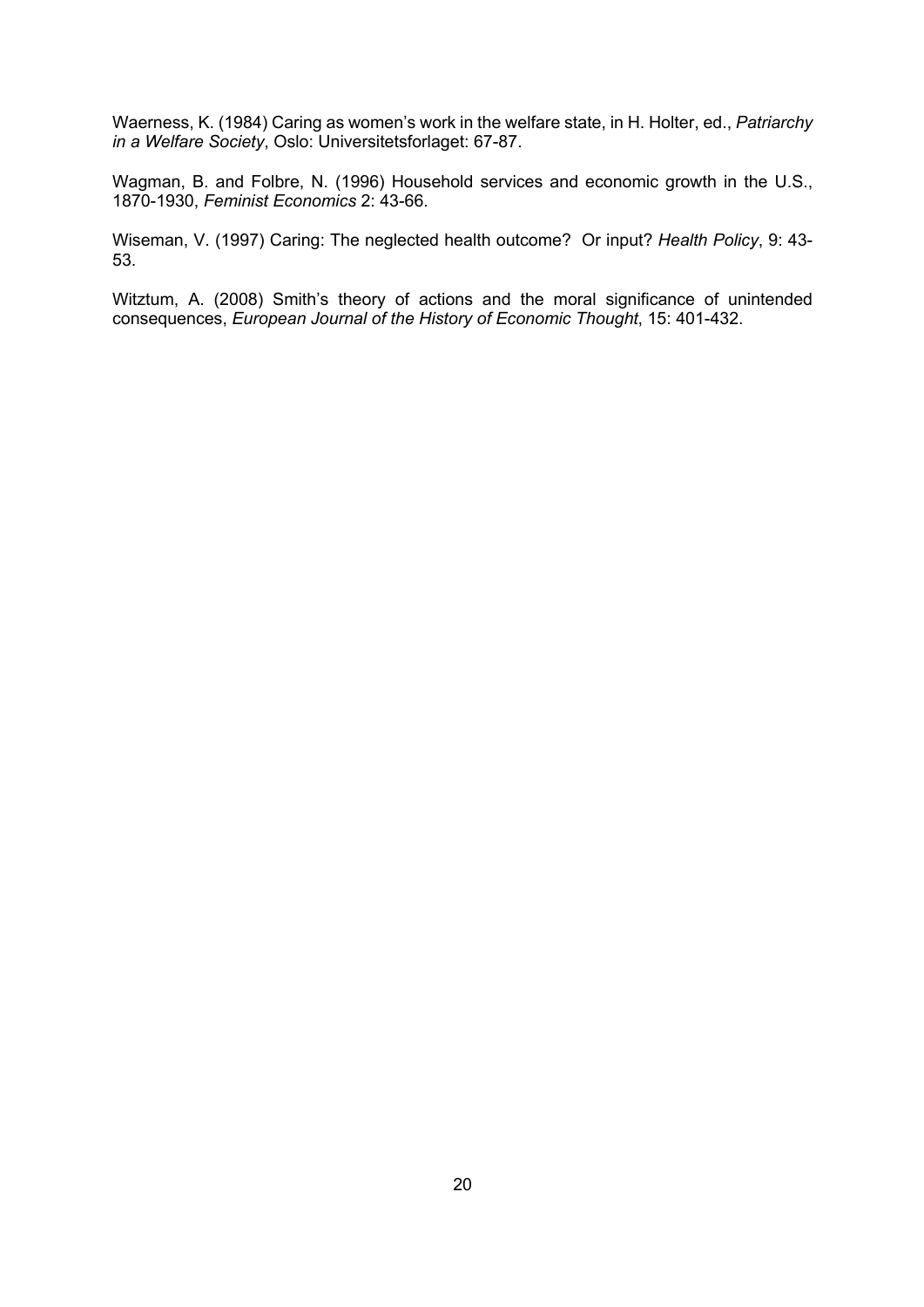Waerness, K. (1984) Caring as women's work in the welfare state, in H. Holter, ed., *Patriarchy in a Welfare Society*, Oslo: Universitetsforlaget: 67-87.

Wagman, B. and Folbre, N. (1996) Household services and economic growth in the U.S., 1870-1930, *Feminist Economics* 2: 43-66.

Wiseman, V. (1997) Caring: The neglected health outcome? Or input? *Health Policy*, 9: 43-53.

Witztum, A. (2008) Smith's theory of actions and the moral significance of unintended consequences, *European Journal of the History of Economic Thought*, 15: 401-432.